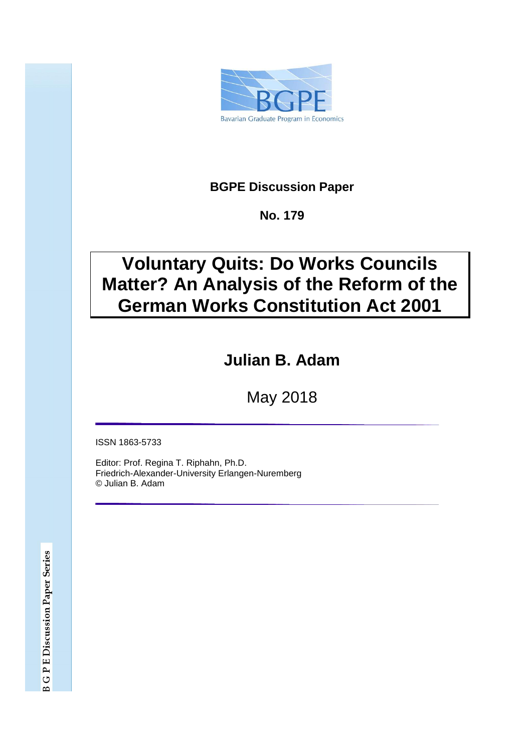BGPE

Bavarian Graduate Program in Economics

**BGPE Discussion Paper**

**No. 179**

# Voluntary Quits: Do Works Councils Matter? An Analysis of the Reform of the German Works Constitution Act 2001

## Julian B. Adam

May 2018

ISSN 1863-5733

Editor: Prof. Regina T. Riphahn, Ph.D.
Friedrich-Alexander-University Erlangen-Nuremberg
© Julian B. Adam

B G P E Discussion Paper Series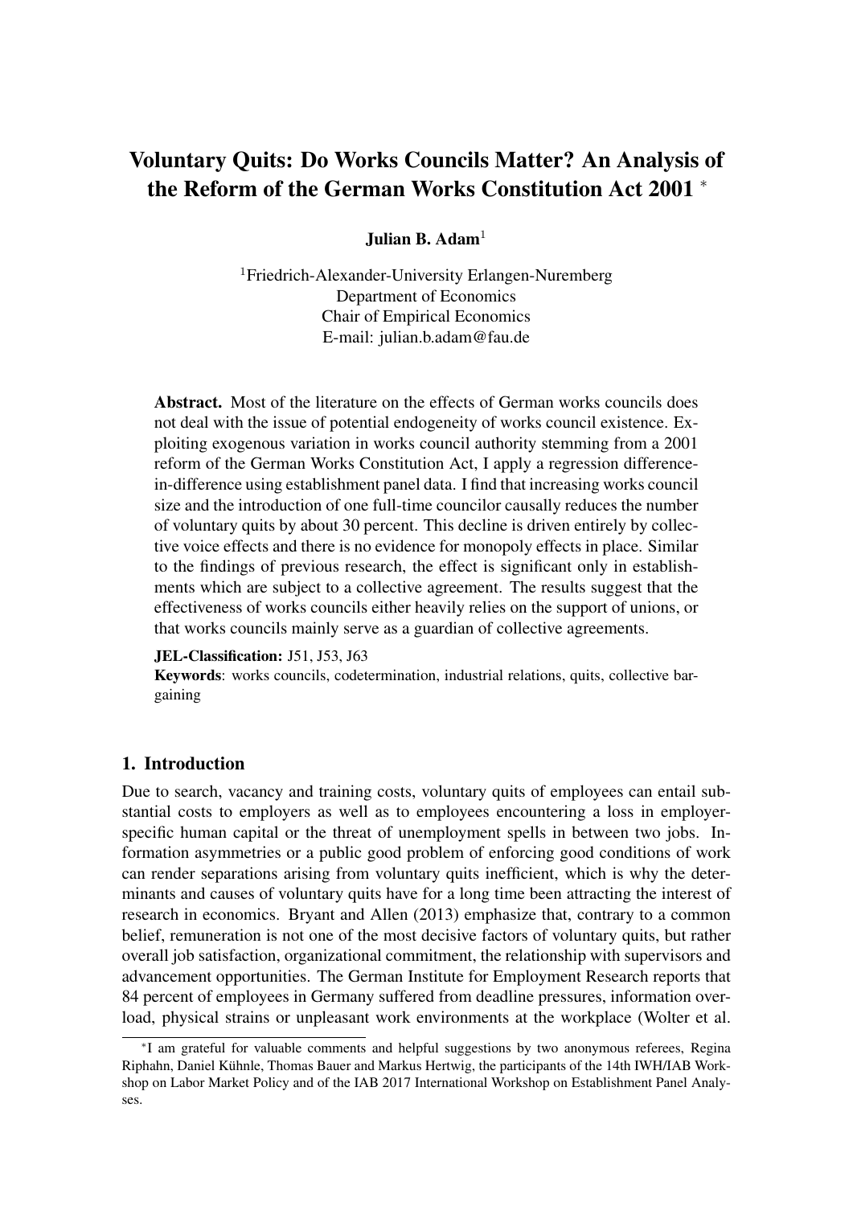# Voluntary Quits: Do Works Councils Matter? An Analysis of the Reform of the German Works Constitution Act 2001 *

**Julian B. Adam**[1]

[1]Friedrich-Alexander-University Erlangen-Nuremberg
Department of Economics
Chair of Empirical Economics
E-mail: julian.b.adam@fau.de

**Abstract.** Most of the literature on the effects of German works councils does not deal with the issue of potential endogeneity of works council existence. Exploiting exogenous variation in works council authority stemming from a 2001 reform of the German Works Constitution Act, I apply a regression difference-in-difference using establishment panel data. I find that increasing works council size and the introduction of one full-time councilor causally reduces the number of voluntary quits by about 30 percent. This decline is driven entirely by collective voice effects and there is no evidence for monopoly effects in place. Similar to the findings of previous research, the effect is significant only in establishments which are subject to a collective agreement. The results suggest that the effectiveness of works councils either heavily relies on the support of unions, or that works councils mainly serve as a guardian of collective agreements.

**JEL-Classification:** J51, J53, J63
**Keywords**: works councils, codetermination, industrial relations, quits, collective bargaining

## 1. Introduction

Due to search, vacancy and training costs, voluntary quits of employees can entail substantial costs to employers as well as to employees encountering a loss in employer-specific human capital or the threat of unemployment spells in between two jobs. Information asymmetries or a public good problem of enforcing good conditions of work can render separations arising from voluntary quits inefficient, which is why the determinants and causes of voluntary quits have for a long time been attracting the interest of research in economics. Bryant and Allen (2013) emphasize that, contrary to a common belief, remuneration is not one of the most decisive factors of voluntary quits, but rather overall job satisfaction, organizational commitment, the relationship with supervisors and advancement opportunities. The German Institute for Employment Research reports that 84 percent of employees in Germany suffered from deadline pressures, information overload, physical strains or unpleasant work environments at the workplace (Wolter et al.

*I am grateful for valuable comments and helpful suggestions by two anonymous referees, Regina Riphahn, Daniel Kühnle, Thomas Bauer and Markus Hertwig, the participants of the 14th IWH/IAB Workshop on Labor Market Policy and of the IAB 2017 International Workshop on Establishment Panel Analyses.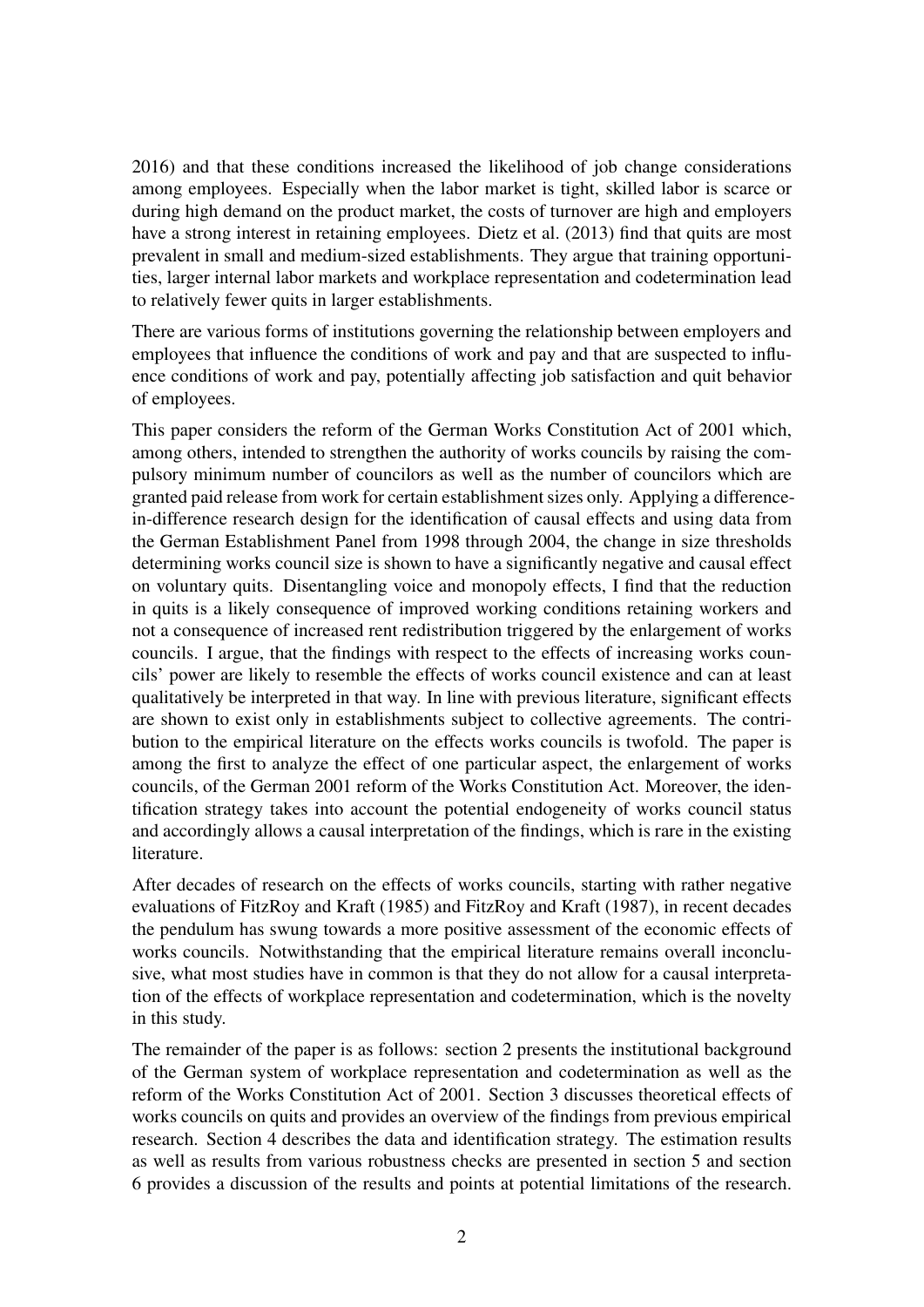2016) and that these conditions increased the likelihood of job change considerations among employees. Especially when the labor market is tight, skilled labor is scarce or during high demand on the product market, the costs of turnover are high and employers have a strong interest in retaining employees. Dietz et al. (2013) find that quits are most prevalent in small and medium-sized establishments. They argue that training opportunities, larger internal labor markets and workplace representation and codetermination lead to relatively fewer quits in larger establishments.

There are various forms of institutions governing the relationship between employers and employees that influence the conditions of work and pay and that are suspected to influence conditions of work and pay, potentially affecting job satisfaction and quit behavior of employees.

This paper considers the reform of the German Works Constitution Act of 2001 which, among others, intended to strengthen the authority of works councils by raising the compulsory minimum number of councilors as well as the number of councilors which are granted paid release from work for certain establishment sizes only. Applying a difference-in-difference research design for the identification of causal effects and using data from the German Establishment Panel from 1998 through 2004, the change in size thresholds determining works council size is shown to have a significantly negative and causal effect on voluntary quits. Disentangling voice and monopoly effects, I find that the reduction in quits is a likely consequence of improved working conditions retaining workers and not a consequence of increased rent redistribution triggered by the enlargement of works councils. I argue, that the findings with respect to the effects of increasing works councils' power are likely to resemble the effects of works council existence and can at least qualitatively be interpreted in that way. In line with previous literature, significant effects are shown to exist only in establishments subject to collective agreements. The contribution to the empirical literature on the effects works councils is twofold. The paper is among the first to analyze the effect of one particular aspect, the enlargement of works councils, of the German 2001 reform of the Works Constitution Act. Moreover, the identification strategy takes into account the potential endogeneity of works council status and accordingly allows a causal interpretation of the findings, which is rare in the existing literature.

After decades of research on the effects of works councils, starting with rather negative evaluations of FitzRoy and Kraft (1985) and FitzRoy and Kraft (1987), in recent decades the pendulum has swung towards a more positive assessment of the economic effects of works councils. Notwithstanding that the empirical literature remains overall inconclusive, what most studies have in common is that they do not allow for a causal interpretation of the effects of workplace representation and codetermination, which is the novelty in this study.

The remainder of the paper is as follows: section 2 presents the institutional background of the German system of workplace representation and codetermination as well as the reform of the Works Constitution Act of 2001. Section 3 discusses theoretical effects of works councils on quits and provides an overview of the findings from previous empirical research. Section 4 describes the data and identification strategy. The estimation results as well as results from various robustness checks are presented in section 5 and section 6 provides a discussion of the results and points at potential limitations of the research.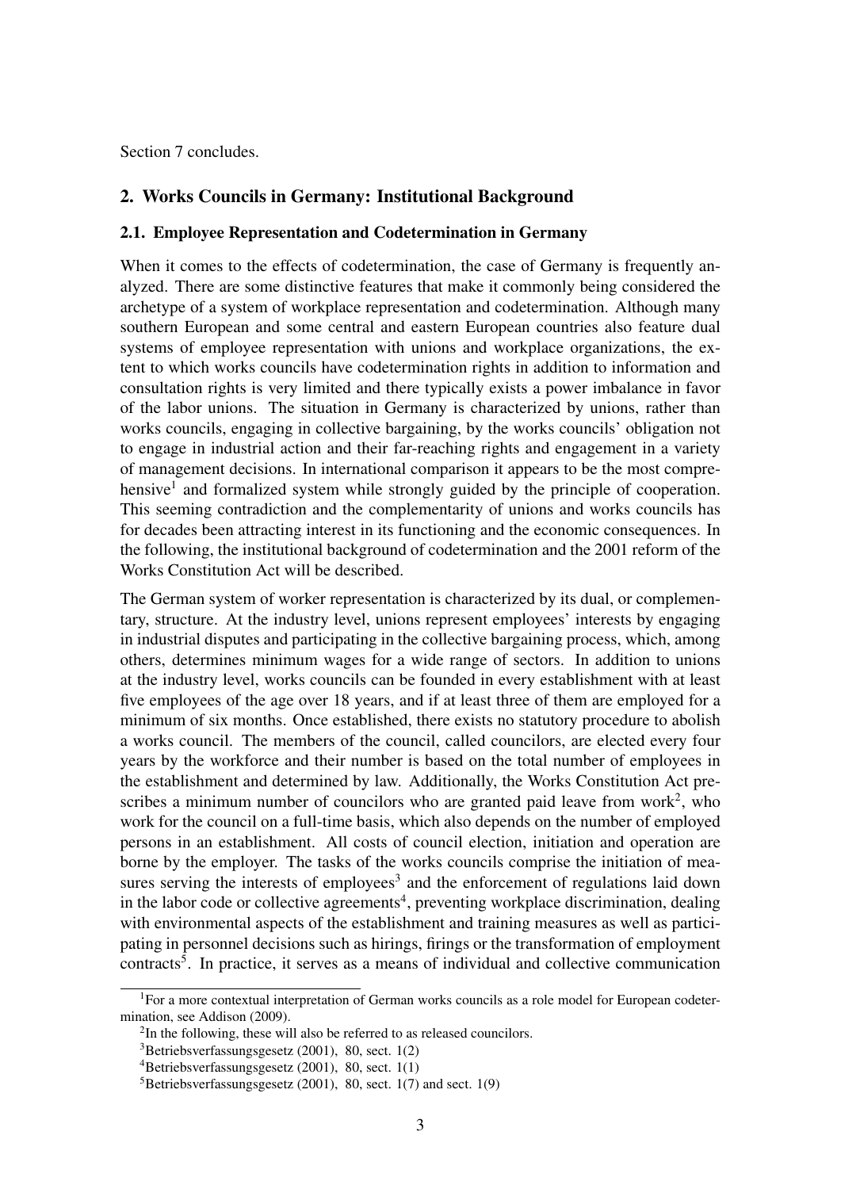Section 7 concludes.

## 2. Works Councils in Germany: Institutional Background

### 2.1. Employee Representation and Codetermination in Germany

When it comes to the effects of codetermination, the case of Germany is frequently analyzed. There are some distinctive features that make it commonly being considered the archetype of a system of workplace representation and codetermination. Although many southern European and some central and eastern European countries also feature dual systems of employee representation with unions and workplace organizations, the extent to which works councils have codetermination rights in addition to information and consultation rights is very limited and there typically exists a power imbalance in favor of the labor unions. The situation in Germany is characterized by unions, rather than works councils, engaging in collective bargaining, by the works councils' obligation not to engage in industrial action and their far-reaching rights and engagement in a variety of management decisions. In international comparison it appears to be the most comprehensive[1] and formalized system while strongly guided by the principle of cooperation. This seeming contradiction and the complementarity of unions and works councils has for decades been attracting interest in its functioning and the economic consequences. In the following, the institutional background of codetermination and the 2001 reform of the Works Constitution Act will be described.

The German system of worker representation is characterized by its dual, or complementary, structure. At the industry level, unions represent employees' interests by engaging in industrial disputes and participating in the collective bargaining process, which, among others, determines minimum wages for a wide range of sectors. In addition to unions at the industry level, works councils can be founded in every establishment with at least five employees of the age over 18 years, and if at least three of them are employed for a minimum of six months. Once established, there exists no statutory procedure to abolish a works council. The members of the council, called councilors, are elected every four years by the workforce and their number is based on the total number of employees in the establishment and determined by law. Additionally, the Works Constitution Act prescribes a minimum number of councilors who are granted paid leave from work[2], who work for the council on a full-time basis, which also depends on the number of employed persons in an establishment. All costs of council election, initiation and operation are borne by the employer. The tasks of the works councils comprise the initiation of measures serving the interests of employees[3] and the enforcement of regulations laid down in the labor code or collective agreements[4], preventing workplace discrimination, dealing with environmental aspects of the establishment and training measures as well as participating in personnel decisions such as hirings, firings or the transformation of employment contracts[5]. In practice, it serves as a means of individual and collective communication

[1] For a more contextual interpretation of German works councils as a role model for European codetermination, see Addison (2009).

[2] In the following, these will also be referred to as released councilors.

[3] Betriebsverfassungsgesetz (2001), 80, sect. 1(2)

[4] Betriebsverfassungsgesetz (2001), 80, sect. 1(1)

[5] Betriebsverfassungsgesetz (2001), 80, sect. 1(7) and sect. 1(9)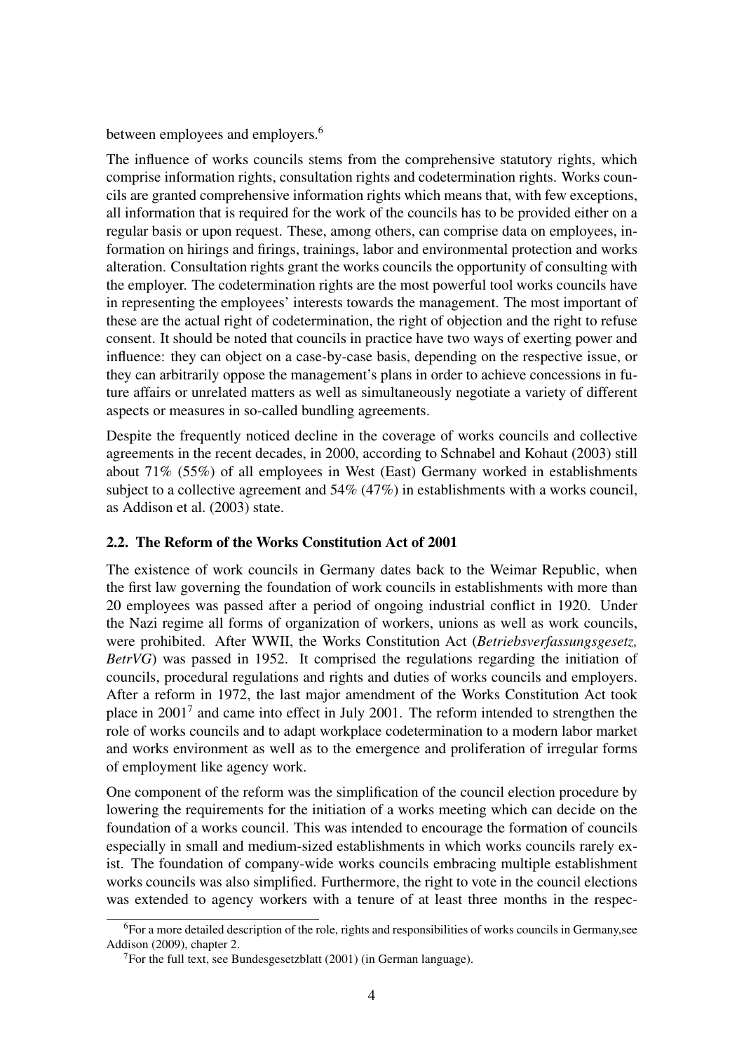between employees and employers.[6]

The influence of works councils stems from the comprehensive statutory rights, which comprise information rights, consultation rights and codetermination rights. Works councils are granted comprehensive information rights which means that, with few exceptions, all information that is required for the work of the councils has to be provided either on a regular basis or upon request. These, among others, can comprise data on employees, information on hirings and firings, trainings, labor and environmental protection and works alteration. Consultation rights grant the works councils the opportunity of consulting with the employer. The codetermination rights are the most powerful tool works councils have in representing the employees' interests towards the management. The most important of these are the actual right of codetermination, the right of objection and the right to refuse consent. It should be noted that councils in practice have two ways of exerting power and influence: they can object on a case-by-case basis, depending on the respective issue, or they can arbitrarily oppose the management's plans in order to achieve concessions in future affairs or unrelated matters as well as simultaneously negotiate a variety of different aspects or measures in so-called bundling agreements.

Despite the frequently noticed decline in the coverage of works councils and collective agreements in the recent decades, in 2000, according to Schnabel and Kohaut (2003) still about 71% (55%) of all employees in West (East) Germany worked in establishments subject to a collective agreement and 54% (47%) in establishments with a works council, as Addison et al. (2003) state.

### 2.2. The Reform of the Works Constitution Act of 2001

The existence of work councils in Germany dates back to the Weimar Republic, when the first law governing the foundation of work councils in establishments with more than 20 employees was passed after a period of ongoing industrial conflict in 1920. Under the Nazi regime all forms of organization of workers, unions as well as work councils, were prohibited. After WWII, the Works Constitution Act (*Betriebsverfassungsgesetz, BetrVG*) was passed in 1952. It comprised the regulations regarding the initiation of councils, procedural regulations and rights and duties of works councils and employers. After a reform in 1972, the last major amendment of the Works Constitution Act took place in 2001[7] and came into effect in July 2001. The reform intended to strengthen the role of works councils and to adapt workplace codetermination to a modern labor market and works environment as well as to the emergence and proliferation of irregular forms of employment like agency work.

One component of the reform was the simplification of the council election procedure by lowering the requirements for the initiation of a works meeting which can decide on the foundation of a works council. This was intended to encourage the formation of councils especially in small and medium-sized establishments in which works councils rarely exist. The foundation of company-wide works councils embracing multiple establishment works councils was also simplified. Furthermore, the right to vote in the council elections was extended to agency workers with a tenure of at least three months in the respec-

[6] For a more detailed description of the role, rights and responsibilities of works councils in Germany,see Addison (2009), chapter 2.

[7] For the full text, see Bundesgesetzblatt (2001) (in German language).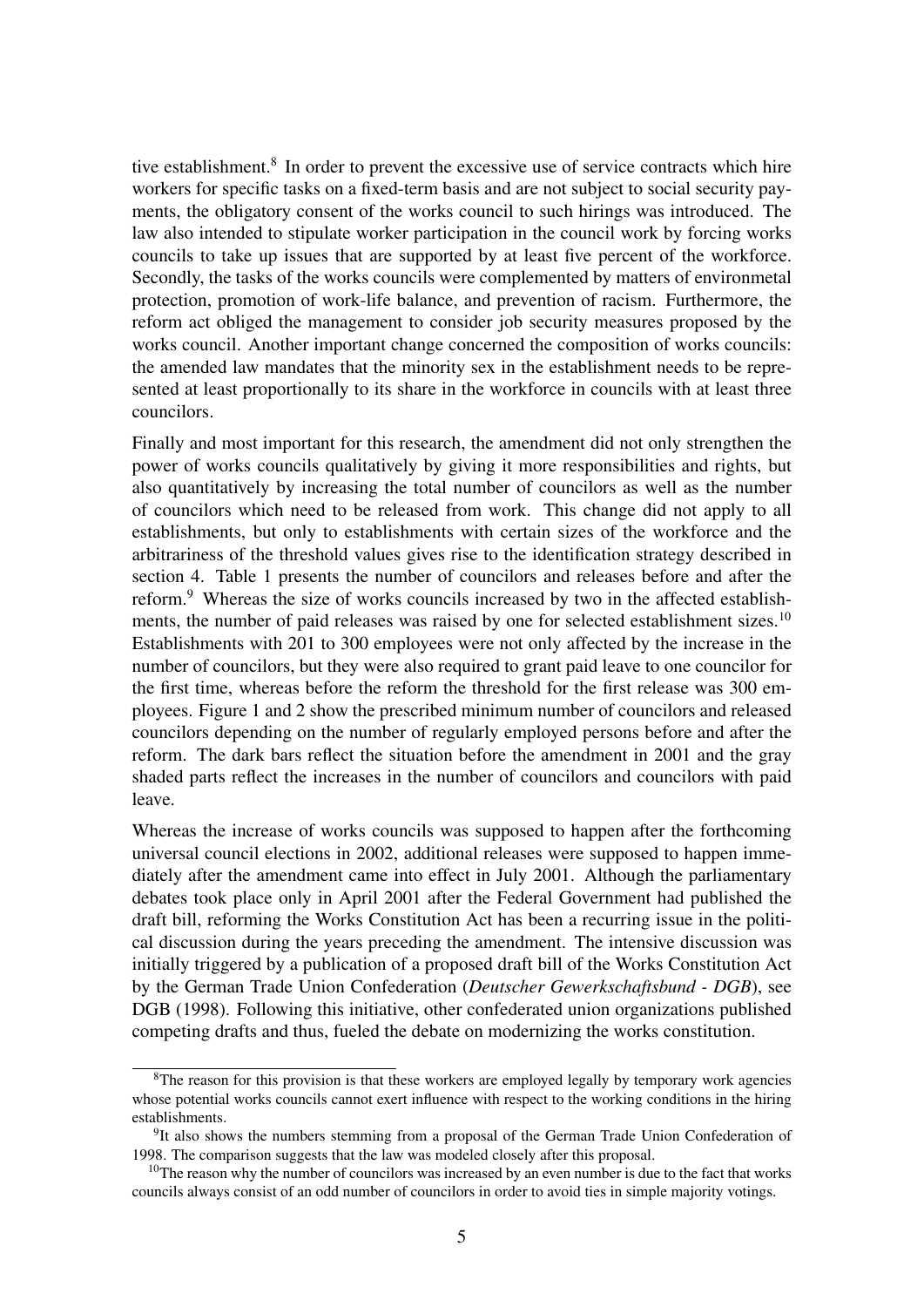tive establishment.[8] In order to prevent the excessive use of service contracts which hire workers for specific tasks on a fixed-term basis and are not subject to social security payments, the obligatory consent of the works council to such hirings was introduced. The law also intended to stipulate worker participation in the council work by forcing works councils to take up issues that are supported by at least five percent of the workforce. Secondly, the tasks of the works councils were complemented by matters of environmetal protection, promotion of work-life balance, and prevention of racism. Furthermore, the reform act obliged the management to consider job security measures proposed by the works council. Another important change concerned the composition of works councils: the amended law mandates that the minority sex in the establishment needs to be represented at least proportionally to its share in the workforce in councils with at least three councilors.

Finally and most important for this research, the amendment did not only strengthen the power of works councils qualitatively by giving it more responsibilities and rights, but also quantitatively by increasing the total number of councilors as well as the number of councilors which need to be released from work. This change did not apply to all establishments, but only to establishments with certain sizes of the workforce and the arbitrariness of the threshold values gives rise to the identification strategy described in section 4. Table 1 presents the number of councilors and releases before and after the reform.[9] Whereas the size of works councils increased by two in the affected establishments, the number of paid releases was raised by one for selected establishment sizes.[10] Establishments with 201 to 300 employees were not only affected by the increase in the number of councilors, but they were also required to grant paid leave to one councilor for the first time, whereas before the reform the threshold for the first release was 300 employees. Figure 1 and 2 show the prescribed minimum number of councilors and released councilors depending on the number of regularly employed persons before and after the reform. The dark bars reflect the situation before the amendment in 2001 and the gray shaded parts reflect the increases in the number of councilors and councilors with paid leave.

Whereas the increase of works councils was supposed to happen after the forthcoming universal council elections in 2002, additional releases were supposed to happen immediately after the amendment came into effect in July 2001. Although the parliamentary debates took place only in April 2001 after the Federal Government had published the draft bill, reforming the Works Constitution Act has been a recurring issue in the political discussion during the years preceding the amendment. The intensive discussion was initially triggered by a publication of a proposed draft bill of the Works Constitution Act by the German Trade Union Confederation (*Deutscher Gewerkschaftsbund - DGB*), see DGB (1998). Following this initiative, other confederated union organizations published competing drafts and thus, fueled the debate on modernizing the works constitution.

[8] The reason for this provision is that these workers are employed legally by temporary work agencies whose potential works councils cannot exert influence with respect to the working conditions in the hiring establishments.

[9] It also shows the numbers stemming from a proposal of the German Trade Union Confederation of 1998. The comparison suggests that the law was modeled closely after this proposal.

[10] The reason why the number of councilors was increased by an even number is due to the fact that works councils always consist of an odd number of councilors in order to avoid ties in simple majority votings.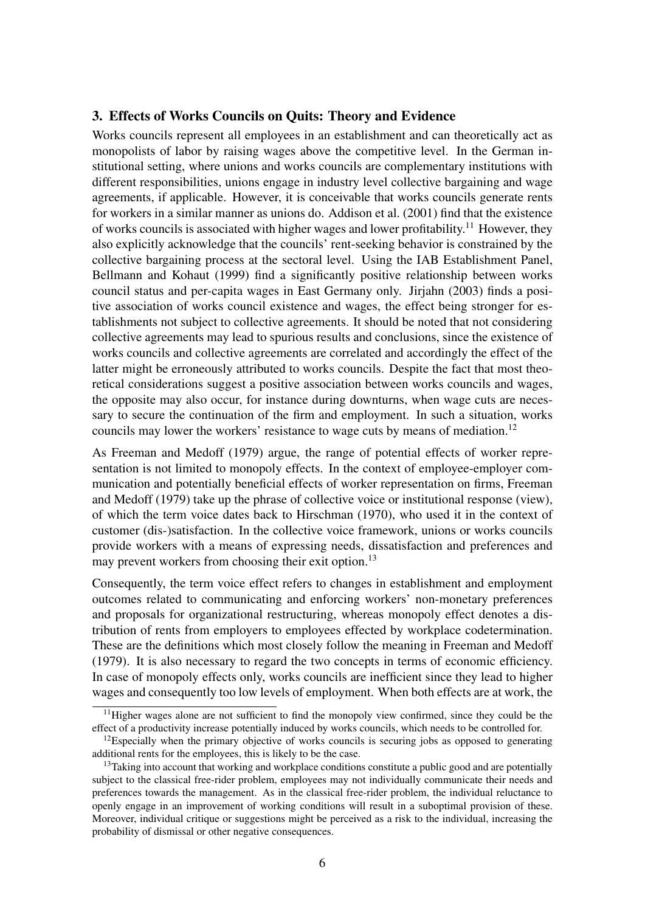## 3. Effects of Works Councils on Quits: Theory and Evidence

Works councils represent all employees in an establishment and can theoretically act as monopolists of labor by raising wages above the competitive level. In the German institutional setting, where unions and works councils are complementary institutions with different responsibilities, unions engage in industry level collective bargaining and wage agreements, if applicable. However, it is conceivable that works councils generate rents for workers in a similar manner as unions do. Addison et al. (2001) find that the existence of works councils is associated with higher wages and lower profitability.[11] However, they also explicitly acknowledge that the councils' rent-seeking behavior is constrained by the collective bargaining process at the sectoral level. Using the IAB Establishment Panel, Bellmann and Kohaut (1999) find a significantly positive relationship between works council status and per-capita wages in East Germany only. Jirjahn (2003) finds a positive association of works council existence and wages, the effect being stronger for establishments not subject to collective agreements. It should be noted that not considering collective agreements may lead to spurious results and conclusions, since the existence of works councils and collective agreements are correlated and accordingly the effect of the latter might be erroneously attributed to works councils. Despite the fact that most theoretical considerations suggest a positive association between works councils and wages, the opposite may also occur, for instance during downturns, when wage cuts are necessary to secure the continuation of the firm and employment. In such a situation, works councils may lower the workers' resistance to wage cuts by means of mediation.[12]

As Freeman and Medoff (1979) argue, the range of potential effects of worker representation is not limited to monopoly effects. In the context of employee-employer communication and potentially beneficial effects of worker representation on firms, Freeman and Medoff (1979) take up the phrase of collective voice or institutional response (view), of which the term voice dates back to Hirschman (1970), who used it in the context of customer (dis-)satisfaction. In the collective voice framework, unions or works councils provide workers with a means of expressing needs, dissatisfaction and preferences and may prevent workers from choosing their exit option.[13]

Consequently, the term voice effect refers to changes in establishment and employment outcomes related to communicating and enforcing workers' non-monetary preferences and proposals for organizational restructuring, whereas monopoly effect denotes a distribution of rents from employers to employees effected by workplace codetermination. These are the definitions which most closely follow the meaning in Freeman and Medoff (1979). It is also necessary to regard the two concepts in terms of economic efficiency. In case of monopoly effects only, works councils are inefficient since they lead to higher wages and consequently too low levels of employment. When both effects are at work, the

[11] Higher wages alone are not sufficient to find the monopoly view confirmed, since they could be the effect of a productivity increase potentially induced by works councils, which needs to be controlled for.

[12] Especially when the primary objective of works councils is securing jobs as opposed to generating additional rents for the employees, this is likely to be the case.

[13] Taking into account that working and workplace conditions constitute a public good and are potentially subject to the classical free-rider problem, employees may not individually communicate their needs and preferences towards the management. As in the classical free-rider problem, the individual reluctance to openly engage in an improvement of working conditions will result in a suboptimal provision of these. Moreover, individual critique or suggestions might be perceived as a risk to the individual, increasing the probability of dismissal or other negative consequences.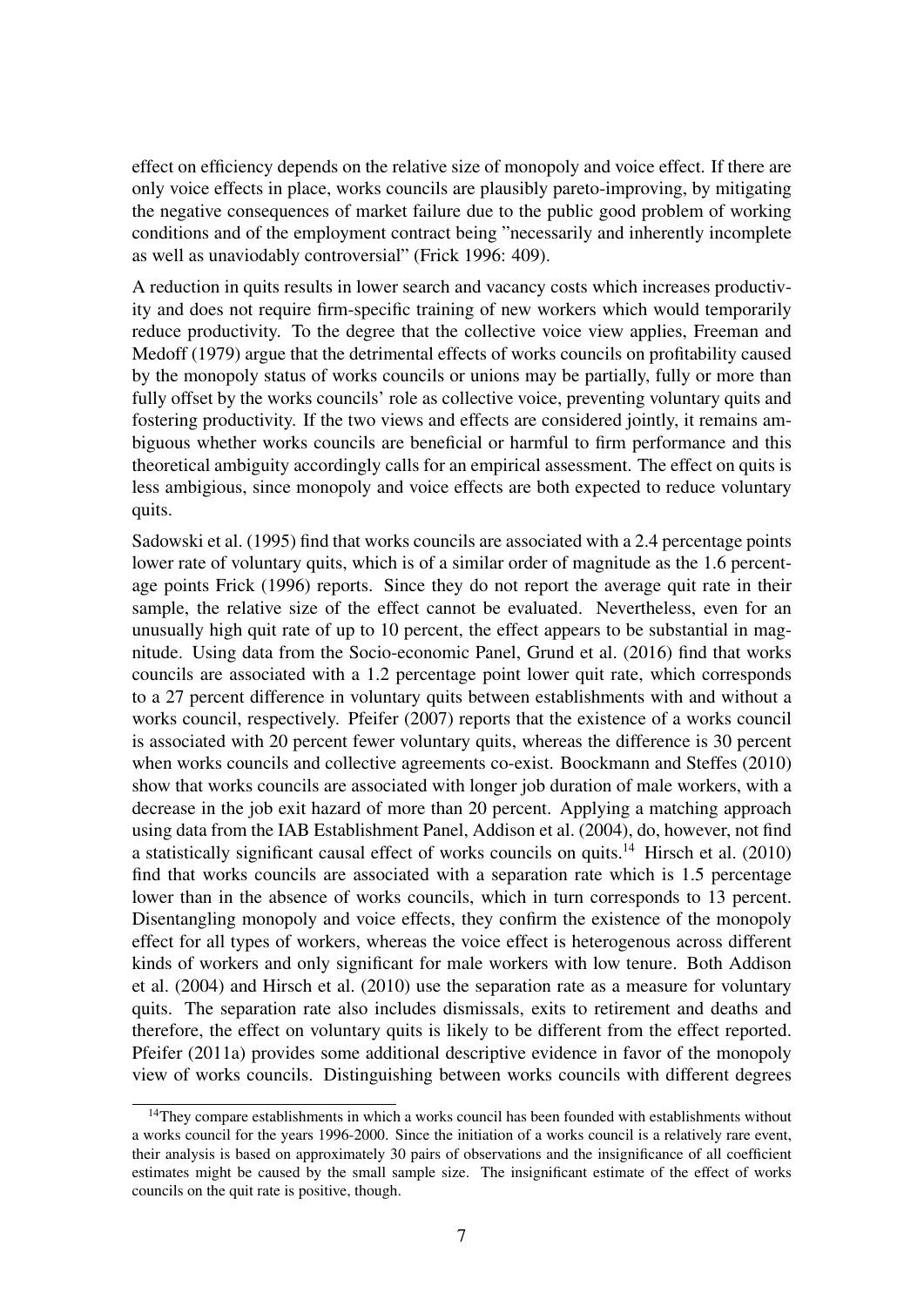effect on efficiency depends on the relative size of monopoly and voice effect. If there are only voice effects in place, works councils are plausibly pareto-improving, by mitigating the negative consequences of market failure due to the public good problem of working conditions and of the employment contract being "necessarily and inherently incomplete as well as unaviodably controversial" (Frick 1996: 409).

A reduction in quits results in lower search and vacancy costs which increases productivity and does not require firm-specific training of new workers which would temporarily reduce productivity. To the degree that the collective voice view applies, Freeman and Medoff (1979) argue that the detrimental effects of works councils on profitability caused by the monopoly status of works councils or unions may be partially, fully or more than fully offset by the works councils' role as collective voice, preventing voluntary quits and fostering productivity. If the two views and effects are considered jointly, it remains ambiguous whether works councils are beneficial or harmful to firm performance and this theoretical ambiguity accordingly calls for an empirical assessment. The effect on quits is less ambigious, since monopoly and voice effects are both expected to reduce voluntary quits.

Sadowski et al. (1995) find that works councils are associated with a 2.4 percentage points lower rate of voluntary quits, which is of a similar order of magnitude as the 1.6 percentage points Frick (1996) reports. Since they do not report the average quit rate in their sample, the relative size of the effect cannot be evaluated. Nevertheless, even for an unusually high quit rate of up to 10 percent, the effect appears to be substantial in magnitude. Using data from the Socio-economic Panel, Grund et al. (2016) find that works councils are associated with a 1.2 percentage point lower quit rate, which corresponds to a 27 percent difference in voluntary quits between establishments with and without a works council, respectively. Pfeifer (2007) reports that the existence of a works council is associated with 20 percent fewer voluntary quits, whereas the difference is 30 percent when works councils and collective agreements co-exist. Boockmann and Steffes (2010) show that works councils are associated with longer job duration of male workers, with a decrease in the job exit hazard of more than 20 percent. Applying a matching approach using data from the IAB Establishment Panel, Addison et al. (2004), do, however, not find a statistically significant causal effect of works councils on quits.[14] Hirsch et al. (2010) find that works councils are associated with a separation rate which is 1.5 percentage lower than in the absence of works councils, which in turn corresponds to 13 percent. Disentangling monopoly and voice effects, they confirm the existence of the monopoly effect for all types of workers, whereas the voice effect is heterogenous across different kinds of workers and only significant for male workers with low tenure. Both Addison et al. (2004) and Hirsch et al. (2010) use the separation rate as a measure for voluntary quits. The separation rate also includes dismissals, exits to retirement and deaths and therefore, the effect on voluntary quits is likely to be different from the effect reported. Pfeifer (2011a) provides some additional descriptive evidence in favor of the monopoly view of works councils. Distinguishing between works councils with different degrees

[14] They compare establishments in which a works council has been founded with establishments without a works council for the years 1996-2000. Since the initiation of a works council is a relatively rare event, their analysis is based on approximately 30 pairs of observations and the insignificance of all coefficient estimates might be caused by the small sample size. The insignificant estimate of the effect of works councils on the quit rate is positive, though.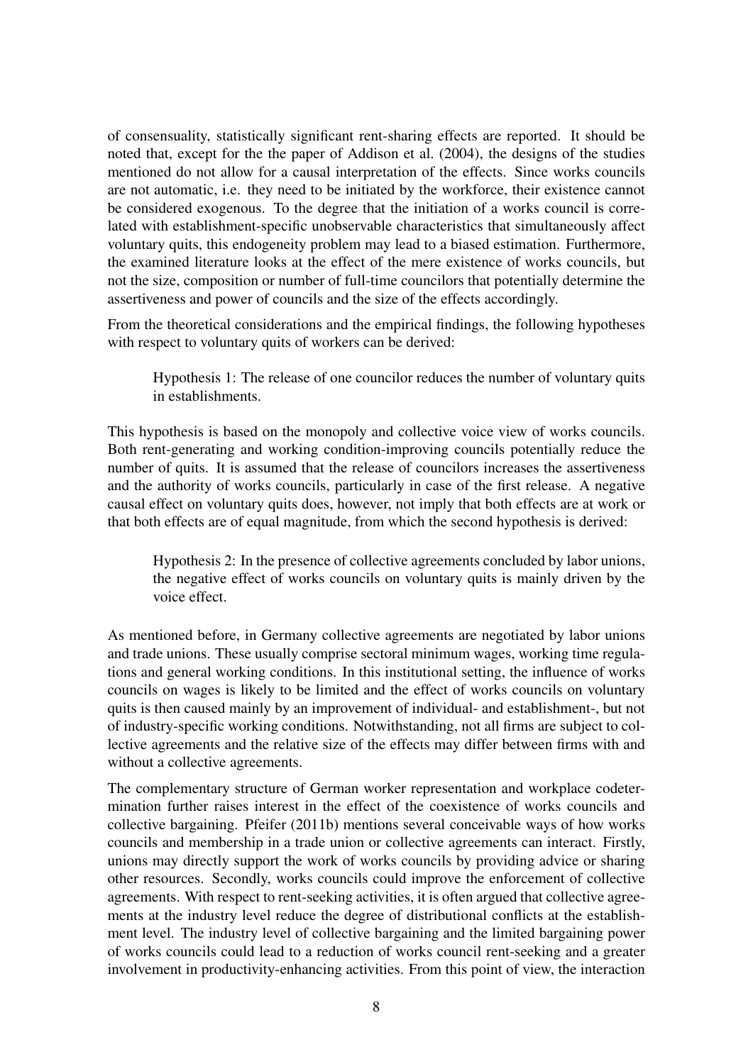of consensuality, statistically significant rent-sharing effects are reported. It should be noted that, except for the the paper of Addison et al. (2004), the designs of the studies mentioned do not allow for a causal interpretation of the effects. Since works councils are not automatic, i.e. they need to be initiated by the workforce, their existence cannot be considered exogenous. To the degree that the initiation of a works council is correlated with establishment-specific unobservable characteristics that simultaneously affect voluntary quits, this endogeneity problem may lead to a biased estimation. Furthermore, the examined literature looks at the effect of the mere existence of works councils, but not the size, composition or number of full-time councilors that potentially determine the assertiveness and power of councils and the size of the effects accordingly.

From the theoretical considerations and the empirical findings, the following hypotheses with respect to voluntary quits of workers can be derived:

> Hypothesis 1: The release of one councilor reduces the number of voluntary quits in establishments.

This hypothesis is based on the monopoly and collective voice view of works councils. Both rent-generating and working condition-improving councils potentially reduce the number of quits. It is assumed that the release of councilors increases the assertiveness and the authority of works councils, particularly in case of the first release. A negative causal effect on voluntary quits does, however, not imply that both effects are at work or that both effects are of equal magnitude, from which the second hypothesis is derived:

> Hypothesis 2: In the presence of collective agreements concluded by labor unions, the negative effect of works councils on voluntary quits is mainly driven by the voice effect.

As mentioned before, in Germany collective agreements are negotiated by labor unions and trade unions. These usually comprise sectoral minimum wages, working time regulations and general working conditions. In this institutional setting, the influence of works councils on wages is likely to be limited and the effect of works councils on voluntary quits is then caused mainly by an improvement of individual- and establishment-, but not of industry-specific working conditions. Notwithstanding, not all firms are subject to collective agreements and the relative size of the effects may differ between firms with and without a collective agreements.

The complementary structure of German worker representation and workplace codetermination further raises interest in the effect of the coexistence of works councils and collective bargaining. Pfeifer (2011b) mentions several conceivable ways of how works councils and membership in a trade union or collective agreements can interact. Firstly, unions may directly support the work of works councils by providing advice or sharing other resources. Secondly, works councils could improve the enforcement of collective agreements. With respect to rent-seeking activities, it is often argued that collective agreements at the industry level reduce the degree of distributional conflicts at the establishment level. The industry level of collective bargaining and the limited bargaining power of works councils could lead to a reduction of works council rent-seeking and a greater involvement in productivity-enhancing activities. From this point of view, the interaction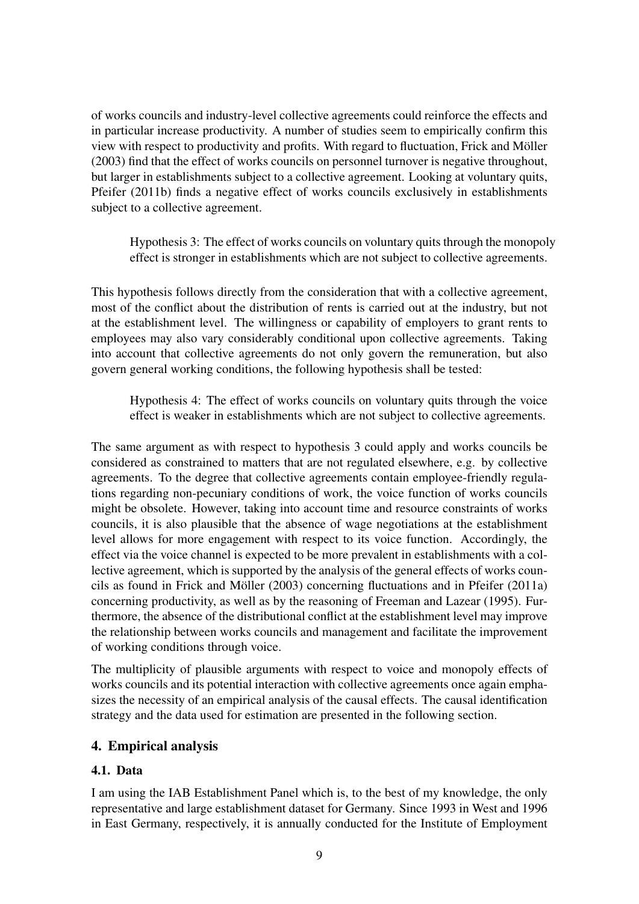of works councils and industry-level collective agreements could reinforce the effects and in particular increase productivity. A number of studies seem to empirically confirm this view with respect to productivity and profits. With regard to fluctuation, Frick and Möller (2003) find that the effect of works councils on personnel turnover is negative throughout, but larger in establishments subject to a collective agreement. Looking at voluntary quits, Pfeifer (2011b) finds a negative effect of works councils exclusively in establishments subject to a collective agreement.

> Hypothesis 3: The effect of works councils on voluntary quits through the monopoly effect is stronger in establishments which are not subject to collective agreements.

This hypothesis follows directly from the consideration that with a collective agreement, most of the conflict about the distribution of rents is carried out at the industry, but not at the establishment level. The willingness or capability of employers to grant rents to employees may also vary considerably conditional upon collective agreements. Taking into account that collective agreements do not only govern the remuneration, but also govern general working conditions, the following hypothesis shall be tested:

> Hypothesis 4: The effect of works councils on voluntary quits through the voice effect is weaker in establishments which are not subject to collective agreements.

The same argument as with respect to hypothesis 3 could apply and works councils be considered as constrained to matters that are not regulated elsewhere, e.g. by collective agreements. To the degree that collective agreements contain employee-friendly regulations regarding non-pecuniary conditions of work, the voice function of works councils might be obsolete. However, taking into account time and resource constraints of works councils, it is also plausible that the absence of wage negotiations at the establishment level allows for more engagement with respect to its voice function. Accordingly, the effect via the voice channel is expected to be more prevalent in establishments with a collective agreement, which is supported by the analysis of the general effects of works councils as found in Frick and Möller (2003) concerning fluctuations and in Pfeifer (2011a) concerning productivity, as well as by the reasoning of Freeman and Lazear (1995). Furthermore, the absence of the distributional conflict at the establishment level may improve the relationship between works councils and management and facilitate the improvement of working conditions through voice.

The multiplicity of plausible arguments with respect to voice and monopoly effects of works councils and its potential interaction with collective agreements once again emphasizes the necessity of an empirical analysis of the causal effects. The causal identification strategy and the data used for estimation are presented in the following section.

## 4. Empirical analysis

### 4.1. Data

I am using the IAB Establishment Panel which is, to the best of my knowledge, the only representative and large establishment dataset for Germany. Since 1993 in West and 1996 in East Germany, respectively, it is annually conducted for the Institute of Employment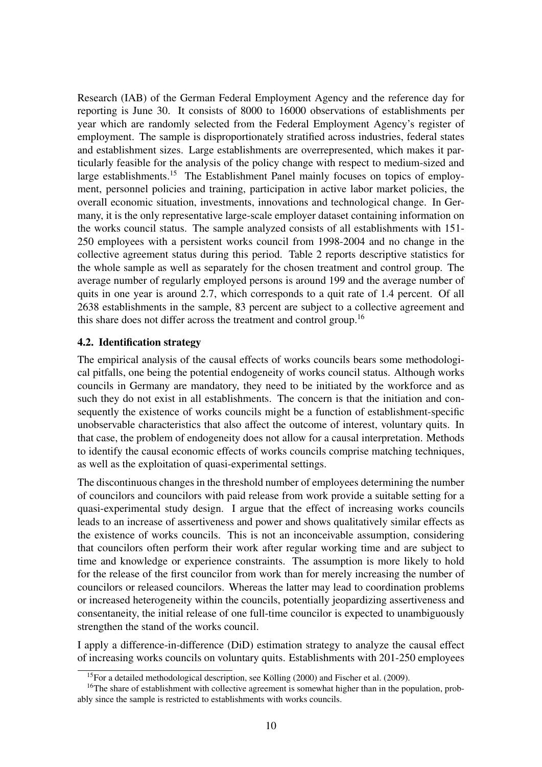Research (IAB) of the German Federal Employment Agency and the reference day for reporting is June 30. It consists of 8000 to 16000 observations of establishments per year which are randomly selected from the Federal Employment Agency's register of employment. The sample is disproportionately stratified across industries, federal states and establishment sizes. Large establishments are overrepresented, which makes it particularly feasible for the analysis of the policy change with respect to medium-sized and large establishments.[15] The Establishment Panel mainly focuses on topics of employment, personnel policies and training, participation in active labor market policies, the overall economic situation, investments, innovations and technological change. In Germany, it is the only representative large-scale employer dataset containing information on the works council status. The sample analyzed consists of all establishments with 151-250 employees with a persistent works council from 1998-2004 and no change in the collective agreement status during this period. Table 2 reports descriptive statistics for the whole sample as well as separately for the chosen treatment and control group. The average number of regularly employed persons is around 199 and the average number of quits in one year is around 2.7, which corresponds to a quit rate of 1.4 percent. Of all 2638 establishments in the sample, 83 percent are subject to a collective agreement and this share does not differ across the treatment and control group.[16]

### 4.2. Identification strategy

The empirical analysis of the causal effects of works councils bears some methodological pitfalls, one being the potential endogeneity of works council status. Although works councils in Germany are mandatory, they need to be initiated by the workforce and as such they do not exist in all establishments. The concern is that the initiation and consequently the existence of works councils might be a function of establishment-specific unobservable characteristics that also affect the outcome of interest, voluntary quits. In that case, the problem of endogeneity does not allow for a causal interpretation. Methods to identify the causal economic effects of works councils comprise matching techniques, as well as the exploitation of quasi-experimental settings.

The discontinuous changes in the threshold number of employees determining the number of councilors and councilors with paid release from work provide a suitable setting for a quasi-experimental study design. I argue that the effect of increasing works councils leads to an increase of assertiveness and power and shows qualitatively similar effects as the existence of works councils. This is not an inconceivable assumption, considering that councilors often perform their work after regular working time and are subject to time and knowledge or experience constraints. The assumption is more likely to hold for the release of the first councilor from work than for merely increasing the number of councilors or released councilors. Whereas the latter may lead to coordination problems or increased heterogeneity within the councils, potentially jeopardizing assertiveness and consentaneity, the initial release of one full-time councilor is expected to unambiguously strengthen the stand of the works council.

I apply a difference-in-difference (DiD) estimation strategy to analyze the causal effect of increasing works councils on voluntary quits. Establishments with 201-250 employees

[15] For a detailed methodological description, see Kölling (2000) and Fischer et al. (2009).

[16] The share of establishment with collective agreement is somewhat higher than in the population, probably since the sample is restricted to establishments with works councils.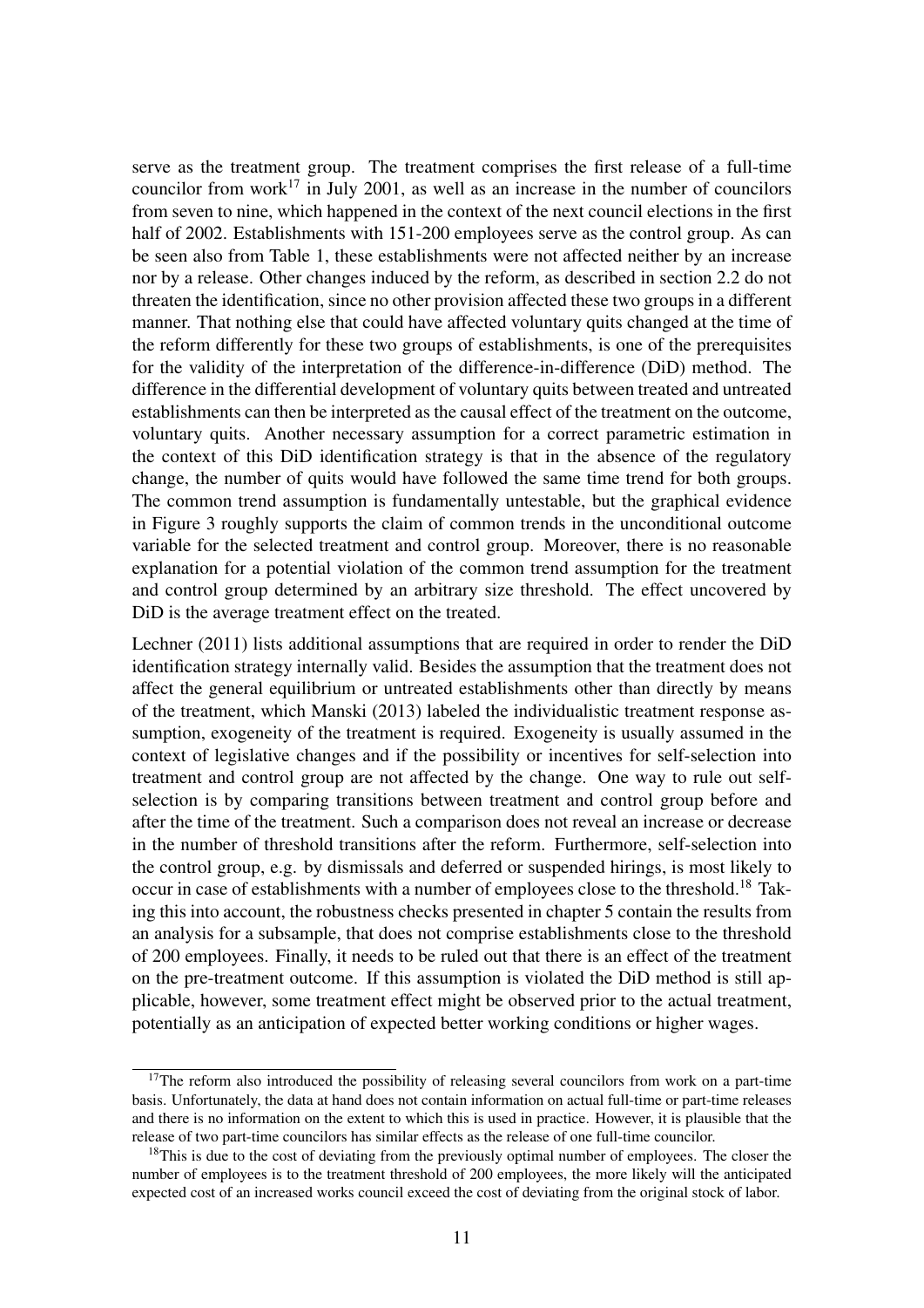serve as the treatment group. The treatment comprises the first release of a full-time councilor from work[17] in July 2001, as well as an increase in the number of councilors from seven to nine, which happened in the context of the next council elections in the first half of 2002. Establishments with 151-200 employees serve as the control group. As can be seen also from Table 1, these establishments were not affected neither by an increase nor by a release. Other changes induced by the reform, as described in section 2.2 do not threaten the identification, since no other provision affected these two groups in a different manner. That nothing else that could have affected voluntary quits changed at the time of the reform differently for these two groups of establishments, is one of the prerequisites for the validity of the interpretation of the difference-in-difference (DiD) method. The difference in the differential development of voluntary quits between treated and untreated establishments can then be interpreted as the causal effect of the treatment on the outcome, voluntary quits. Another necessary assumption for a correct parametric estimation in the context of this DiD identification strategy is that in the absence of the regulatory change, the number of quits would have followed the same time trend for both groups. The common trend assumption is fundamentally untestable, but the graphical evidence in Figure 3 roughly supports the claim of common trends in the unconditional outcome variable for the selected treatment and control group. Moreover, there is no reasonable explanation for a potential violation of the common trend assumption for the treatment and control group determined by an arbitrary size threshold. The effect uncovered by DiD is the average treatment effect on the treated.

Lechner (2011) lists additional assumptions that are required in order to render the DiD identification strategy internally valid. Besides the assumption that the treatment does not affect the general equilibrium or untreated establishments other than directly by means of the treatment, which Manski (2013) labeled the individualistic treatment response assumption, exogeneity of the treatment is required. Exogeneity is usually assumed in the context of legislative changes and if the possibility or incentives for self-selection into treatment and control group are not affected by the change. One way to rule out self-selection is by comparing transitions between treatment and control group before and after the time of the treatment. Such a comparison does not reveal an increase or decrease in the number of threshold transitions after the reform. Furthermore, self-selection into the control group, e.g. by dismissals and deferred or suspended hirings, is most likely to occur in case of establishments with a number of employees close to the threshold.[18] Taking this into account, the robustness checks presented in chapter 5 contain the results from an analysis for a subsample, that does not comprise establishments close to the threshold of 200 employees. Finally, it needs to be ruled out that there is an effect of the treatment on the pre-treatment outcome. If this assumption is violated the DiD method is still applicable, however, some treatment effect might be observed prior to the actual treatment, potentially as an anticipation of expected better working conditions or higher wages.

[17] The reform also introduced the possibility of releasing several councilors from work on a part-time basis. Unfortunately, the data at hand does not contain information on actual full-time or part-time releases and there is no information on the extent to which this is used in practice. However, it is plausible that the release of two part-time councilors has similar effects as the release of one full-time councilor.

[18] This is due to the cost of deviating from the previously optimal number of employees. The closer the number of employees is to the treatment threshold of 200 employees, the more likely will the anticipated expected cost of an increased works council exceed the cost of deviating from the original stock of labor.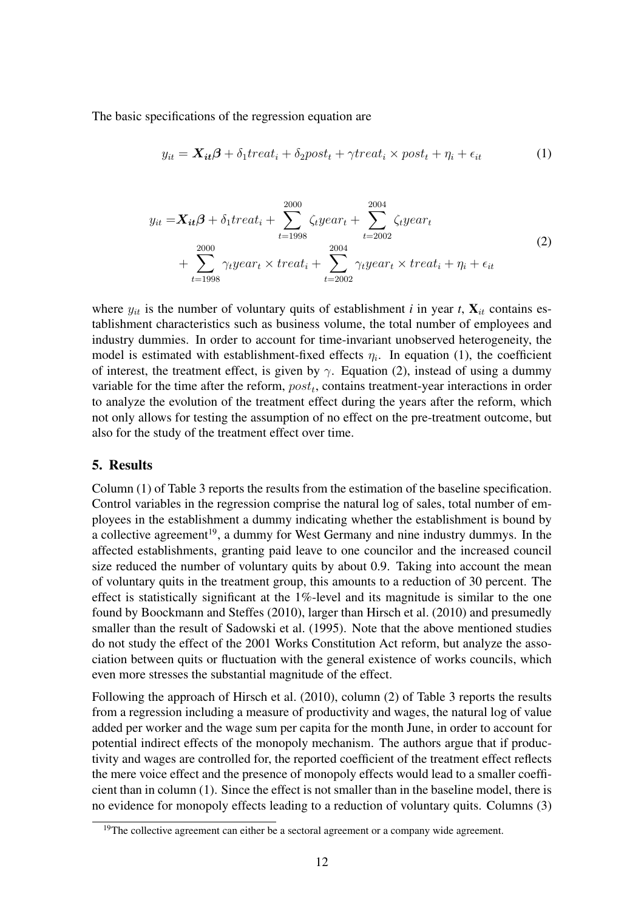The basic specifications of the regression equation are

$$y_{it} = \boldsymbol{X_{it}\beta} + \delta_1 treat_i + \delta_2 post_t + \gamma treat_i \times post_t + \eta_i + \epsilon_{it} \tag{1}$$

$$\begin{aligned} y_{it} =& \boldsymbol{X_{it}\beta} + \delta_1 treat_i + \sum_{t=1998}^{2000} \zeta_t year_t + \sum_{t=2002}^{2004} \zeta_t year_t \\ &+ \sum_{t=1998}^{2000} \gamma_t year_t \times treat_i + \sum_{t=2002}^{2004} \gamma_t year_t \times treat_i + \eta_i + \epsilon_{it} \end{aligned} \tag{2}$$

where $y_{it}$ is the number of voluntary quits of establishment *i* in year *t*, $\mathbf{X}_{it}$ contains establishment characteristics such as business volume, the total number of employees and industry dummies. In order to account for time-invariant unobserved heterogeneity, the model is estimated with establishment-fixed effects $\eta_i$. In equation (1), the coefficient of interest, the treatment effect, is given by $\gamma$. Equation (2), instead of using a dummy variable for the time after the reform, $post_t$, contains treatment-year interactions in order to analyze the evolution of the treatment effect during the years after the reform, which not only allows for testing the assumption of no effect on the pre-treatment outcome, but also for the study of the treatment effect over time.

## 5. Results

Column (1) of Table 3 reports the results from the estimation of the baseline specification. Control variables in the regression comprise the natural log of sales, total number of employees in the establishment a dummy indicating whether the establishment is bound by a collective agreement[19], a dummy for West Germany and nine industry dummys. In the affected establishments, granting paid leave to one councilor and the increased council size reduced the number of voluntary quits by about 0.9. Taking into account the mean of voluntary quits in the treatment group, this amounts to a reduction of 30 percent. The effect is statistically significant at the 1%-level and its magnitude is similar to the one found by Boockmann and Steffes (2010), larger than Hirsch et al. (2010) and presumedly smaller than the result of Sadowski et al. (1995). Note that the above mentioned studies do not study the effect of the 2001 Works Constitution Act reform, but analyze the association between quits or fluctuation with the general existence of works councils, which even more stresses the substantial magnitude of the effect.

Following the approach of Hirsch et al. (2010), column (2) of Table 3 reports the results from a regression including a measure of productivity and wages, the natural log of value added per worker and the wage sum per capita for the month June, in order to account for potential indirect effects of the monopoly mechanism. The authors argue that if productivity and wages are controlled for, the reported coefficient of the treatment effect reflects the mere voice effect and the presence of monopoly effects would lead to a smaller coefficient than in column (1). Since the effect is not smaller than in the baseline model, there is no evidence for monopoly effects leading to a reduction of voluntary quits. Columns (3)

[19] The collective agreement can either be a sectoral agreement or a company wide agreement.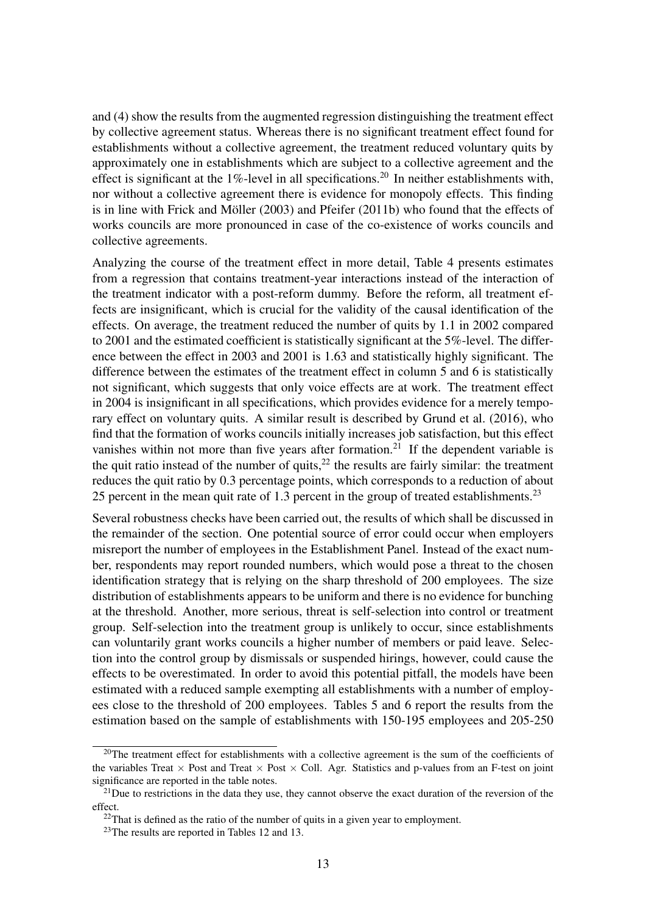and (4) show the results from the augmented regression distinguishing the treatment effect by collective agreement status. Whereas there is no significant treatment effect found for establishments without a collective agreement, the treatment reduced voluntary quits by approximately one in establishments which are subject to a collective agreement and the effect is significant at the 1%-level in all specifications.[20] In neither establishments with, nor without a collective agreement there is evidence for monopoly effects. This finding is in line with Frick and Möller (2003) and Pfeifer (2011b) who found that the effects of works councils are more pronounced in case of the co-existence of works councils and collective agreements.

Analyzing the course of the treatment effect in more detail, Table 4 presents estimates from a regression that contains treatment-year interactions instead of the interaction of the treatment indicator with a post-reform dummy. Before the reform, all treatment effects are insignificant, which is crucial for the validity of the causal identification of the effects. On average, the treatment reduced the number of quits by 1.1 in 2002 compared to 2001 and the estimated coefficient is statistically significant at the 5%-level. The difference between the effect in 2003 and 2001 is 1.63 and statistically highly significant. The difference between the estimates of the treatment effect in column 5 and 6 is statistically not significant, which suggests that only voice effects are at work. The treatment effect in 2004 is insignificant in all specifications, which provides evidence for a merely temporary effect on voluntary quits. A similar result is described by Grund et al. (2016), who find that the formation of works councils initially increases job satisfaction, but this effect vanishes within not more than five years after formation.[21] If the dependent variable is the quit ratio instead of the number of quits,[22] the results are fairly similar: the treatment reduces the quit ratio by 0.3 percentage points, which corresponds to a reduction of about 25 percent in the mean quit rate of 1.3 percent in the group of treated establishments.[23]

Several robustness checks have been carried out, the results of which shall be discussed in the remainder of the section. One potential source of error could occur when employers misreport the number of employees in the Establishment Panel. Instead of the exact number, respondents may report rounded numbers, which would pose a threat to the chosen identification strategy that is relying on the sharp threshold of 200 employees. The size distribution of establishments appears to be uniform and there is no evidence for bunching at the threshold. Another, more serious, threat is self-selection into control or treatment group. Self-selection into the treatment group is unlikely to occur, since establishments can voluntarily grant works councils a higher number of members or paid leave. Selection into the control group by dismissals or suspended hirings, however, could cause the effects to be overestimated. In order to avoid this potential pitfall, the models have been estimated with a reduced sample exempting all establishments with a number of employees close to the threshold of 200 employees. Tables 5 and 6 report the results from the estimation based on the sample of establishments with 150-195 employees and 205-250

[20] The treatment effect for establishments with a collective agreement is the sum of the coefficients of the variables Treat × Post and Treat × Post × Coll. Agr. Statistics and p-values from an F-test on joint significance are reported in the table notes.

[21] Due to restrictions in the data they use, they cannot observe the exact duration of the reversion of the effect.

[22] That is defined as the ratio of the number of quits in a given year to employment.

[23] The results are reported in Tables 12 and 13.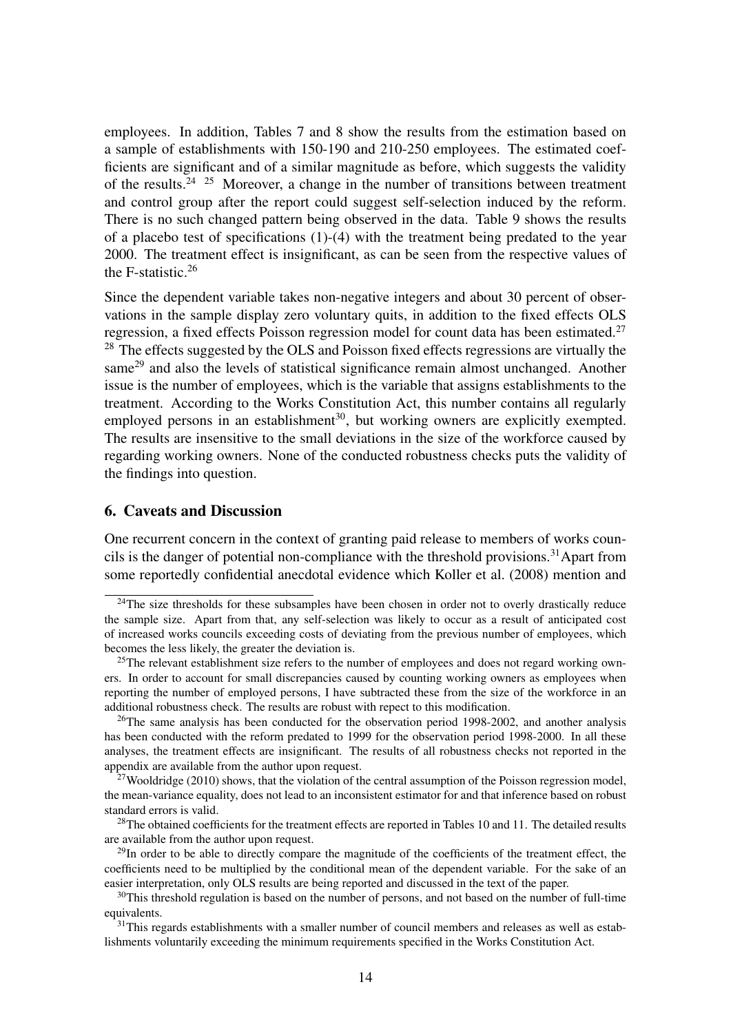employees. In addition, Tables 7 and 8 show the results from the estimation based on a sample of establishments with 150-190 and 210-250 employees. The estimated coefficients are significant and of a similar magnitude as before, which suggests the validity of the results.[24] [25] Moreover, a change in the number of transitions between treatment and control group after the report could suggest self-selection induced by the reform. There is no such changed pattern being observed in the data. Table 9 shows the results of a placebo test of specifications (1)-(4) with the treatment being predated to the year 2000. The treatment effect is insignificant, as can be seen from the respective values of the F-statistic.[26]

Since the dependent variable takes non-negative integers and about 30 percent of observations in the sample display zero voluntary quits, in addition to the fixed effects OLS regression, a fixed effects Poisson regression model for count data has been estimated.[27] [28] The effects suggested by the OLS and Poisson fixed effects regressions are virtually the same[29] and also the levels of statistical significance remain almost unchanged. Another issue is the number of employees, which is the variable that assigns establishments to the treatment. According to the Works Constitution Act, this number contains all regularly employed persons in an establishment[30], but working owners are explicitly exempted. The results are insensitive to the small deviations in the size of the workforce caused by regarding working owners. None of the conducted robustness checks puts the validity of the findings into question.

## 6. Caveats and Discussion

One recurrent concern in the context of granting paid release to members of works councils is the danger of potential non-compliance with the threshold provisions.[31] Apart from some reportedly confidential anecdotal evidence which Koller et al. (2008) mention and

---

[24] The size thresholds for these subsamples have been chosen in order not to overly drastically reduce the sample size. Apart from that, any self-selection was likely to occur as a result of anticipated cost of increased works councils exceeding costs of deviating from the previous number of employees, which becomes the less likely, the greater the deviation is.

[25] The relevant establishment size refers to the number of employees and does not regard working owners. In order to account for small discrepancies caused by counting working owners as employees when reporting the number of employed persons, I have subtracted these from the size of the workforce in an additional robustness check. The results are robust with repect to this modification.

[26] The same analysis has been conducted for the observation period 1998-2002, and another analysis has been conducted with the reform predated to 1999 for the observation period 1998-2000. In all these analyses, the treatment effects are insignificant. The results of all robustness checks not reported in the appendix are available from the author upon request.

[27] Wooldridge (2010) shows, that the violation of the central assumption of the Poisson regression model, the mean-variance equality, does not lead to an inconsistent estimator for and that inference based on robust standard errors is valid.

[28] The obtained coefficients for the treatment effects are reported in Tables 10 and 11. The detailed results are available from the author upon request.

[29] In order to be able to directly compare the magnitude of the coefficients of the treatment effect, the coefficients need to be multiplied by the conditional mean of the dependent variable. For the sake of an easier interpretation, only OLS results are being reported and discussed in the text of the paper.

[30] This threshold regulation is based on the number of persons, and not based on the number of full-time equivalents.

[31] This regards establishments with a smaller number of council members and releases as well as establishments voluntarily exceeding the minimum requirements specified in the Works Constitution Act.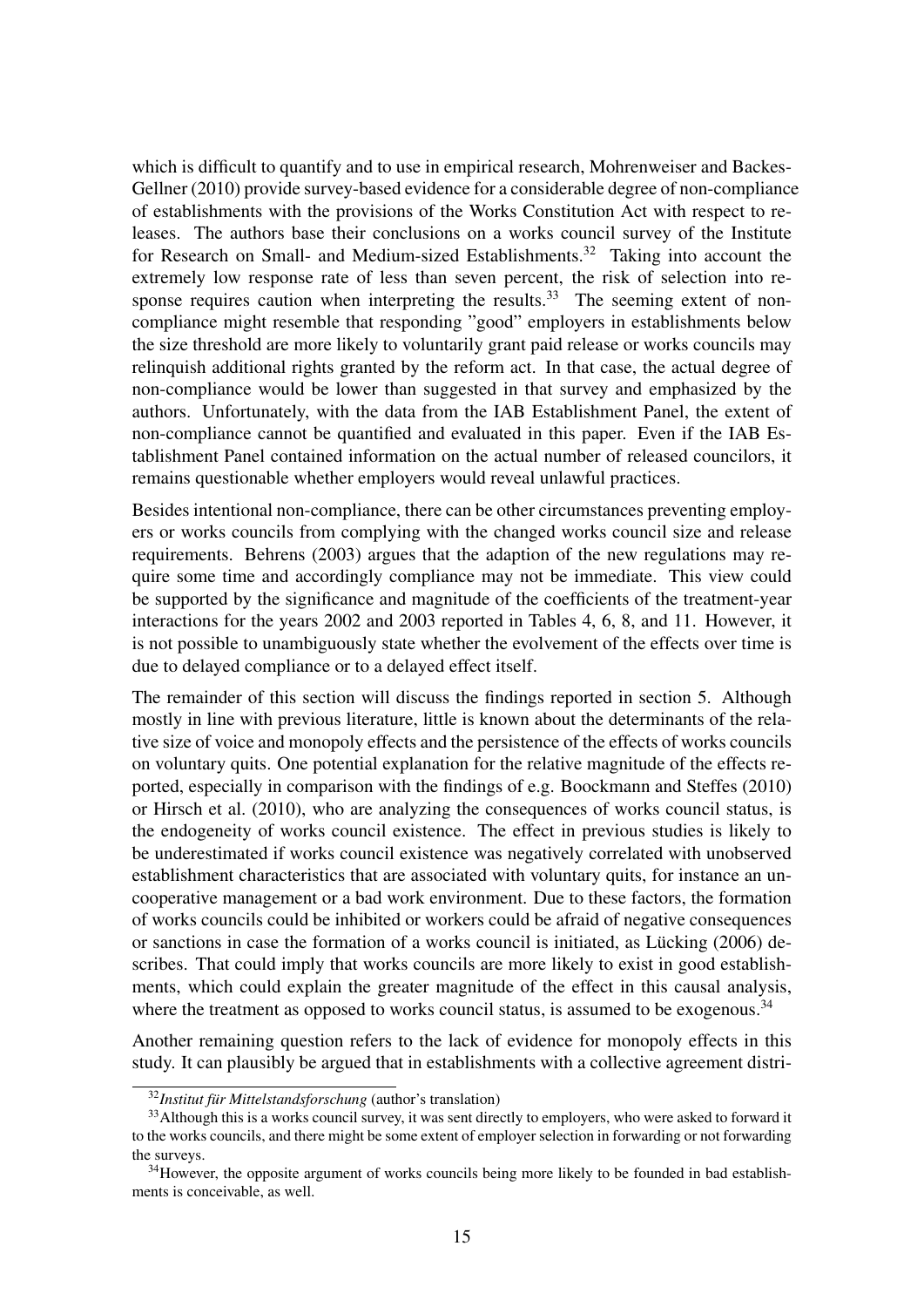which is difficult to quantify and to use in empirical research, Mohrenweiser and Backes-Gellner (2010) provide survey-based evidence for a considerable degree of non-compliance of establishments with the provisions of the Works Constitution Act with respect to releases. The authors base their conclusions on a works council survey of the Institute for Research on Small- and Medium-sized Establishments.[32] Taking into account the extremely low response rate of less than seven percent, the risk of selection into response requires caution when interpreting the results.[33] The seeming extent of non-compliance might resemble that responding "good" employers in establishments below the size threshold are more likely to voluntarily grant paid release or works councils may relinquish additional rights granted by the reform act. In that case, the actual degree of non-compliance would be lower than suggested in that survey and emphasized by the authors. Unfortunately, with the data from the IAB Establishment Panel, the extent of non-compliance cannot be quantified and evaluated in this paper. Even if the IAB Establishment Panel contained information on the actual number of released councilors, it remains questionable whether employers would reveal unlawful practices.

Besides intentional non-compliance, there can be other circumstances preventing employers or works councils from complying with the changed works council size and release requirements. Behrens (2003) argues that the adaption of the new regulations may require some time and accordingly compliance may not be immediate. This view could be supported by the significance and magnitude of the coefficients of the treatment-year interactions for the years 2002 and 2003 reported in Tables 4, 6, 8, and 11. However, it is not possible to unambiguously state whether the evolvement of the effects over time is due to delayed compliance or to a delayed effect itself.

The remainder of this section will discuss the findings reported in section 5. Although mostly in line with previous literature, little is known about the determinants of the relative size of voice and monopoly effects and the persistence of the effects of works councils on voluntary quits. One potential explanation for the relative magnitude of the effects reported, especially in comparison with the findings of e.g. Boockmann and Steffes (2010) or Hirsch et al. (2010), who are analyzing the consequences of works council status, is the endogeneity of works council existence. The effect in previous studies is likely to be underestimated if works council existence was negatively correlated with unobserved establishment characteristics that are associated with voluntary quits, for instance an uncooperative management or a bad work environment. Due to these factors, the formation of works councils could be inhibited or workers could be afraid of negative consequences or sanctions in case the formation of a works council is initiated, as Lücking (2006) describes. That could imply that works councils are more likely to exist in good establishments, which could explain the greater magnitude of the effect in this causal analysis, where the treatment as opposed to works council status, is assumed to be exogenous.[34]

Another remaining question refers to the lack of evidence for monopoly effects in this study. It can plausibly be argued that in establishments with a collective agreement distri-

[32] *Institut für Mittelstandsforschung* (author's translation)

[33] Although this is a works council survey, it was sent directly to employers, who were asked to forward it to the works councils, and there might be some extent of employer selection in forwarding or not forwarding the surveys.

[34] However, the opposite argument of works councils being more likely to be founded in bad establishments is conceivable, as well.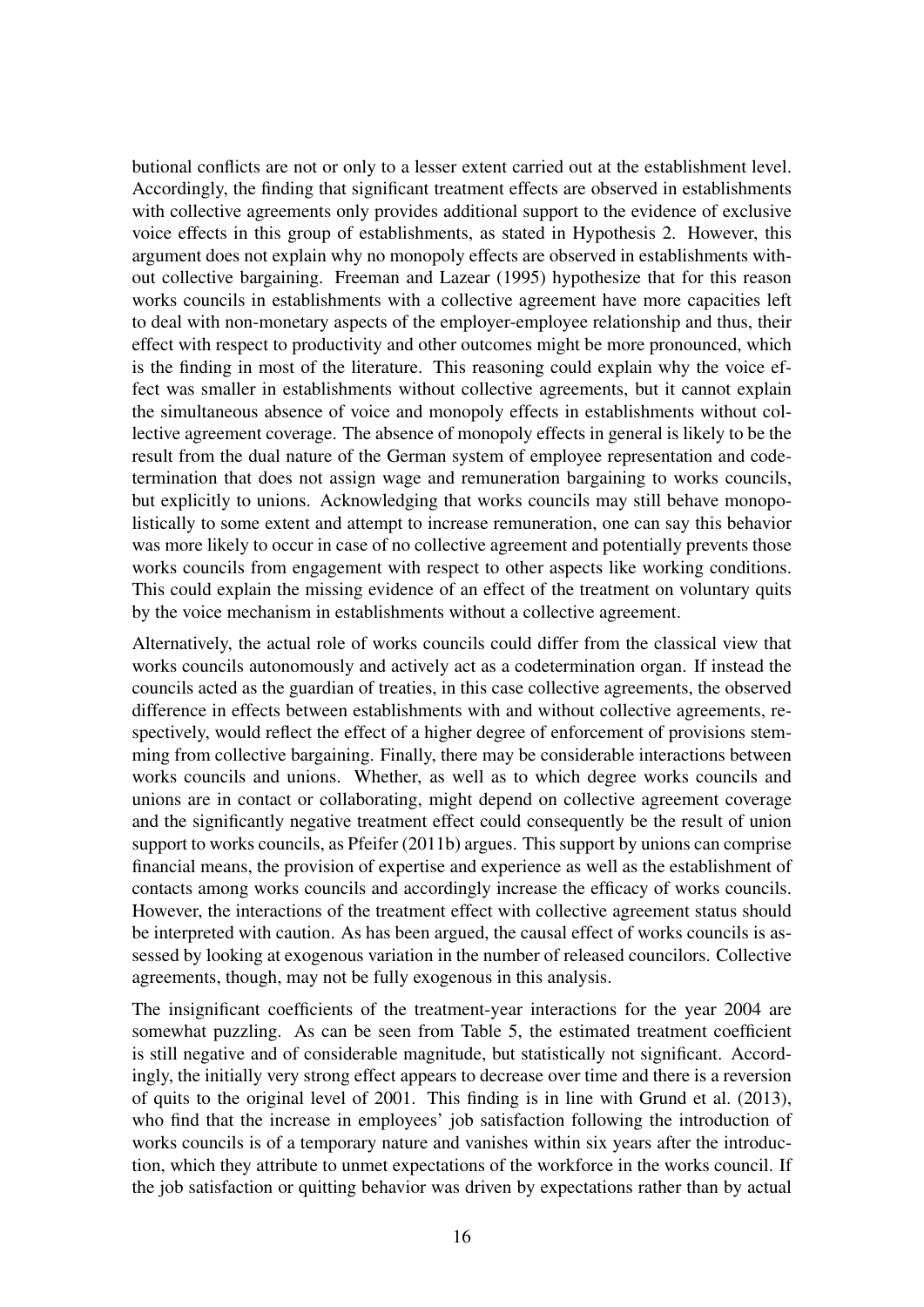butional conflicts are not or only to a lesser extent carried out at the establishment level. Accordingly, the finding that significant treatment effects are observed in establishments with collective agreements only provides additional support to the evidence of exclusive voice effects in this group of establishments, as stated in Hypothesis 2. However, this argument does not explain why no monopoly effects are observed in establishments without collective bargaining. Freeman and Lazear (1995) hypothesize that for this reason works councils in establishments with a collective agreement have more capacities left to deal with non-monetary aspects of the employer-employee relationship and thus, their effect with respect to productivity and other outcomes might be more pronounced, which is the finding in most of the literature. This reasoning could explain why the voice effect was smaller in establishments without collective agreements, but it cannot explain the simultaneous absence of voice and monopoly effects in establishments without collective agreement coverage. The absence of monopoly effects in general is likely to be the result from the dual nature of the German system of employee representation and codetermination that does not assign wage and remuneration bargaining to works councils, but explicitly to unions. Acknowledging that works councils may still behave monopolistically to some extent and attempt to increase remuneration, one can say this behavior was more likely to occur in case of no collective agreement and potentially prevents those works councils from engagement with respect to other aspects like working conditions. This could explain the missing evidence of an effect of the treatment on voluntary quits by the voice mechanism in establishments without a collective agreement.

Alternatively, the actual role of works councils could differ from the classical view that works councils autonomously and actively act as a codetermination organ. If instead the councils acted as the guardian of treaties, in this case collective agreements, the observed difference in effects between establishments with and without collective agreements, respectively, would reflect the effect of a higher degree of enforcement of provisions stemming from collective bargaining. Finally, there may be considerable interactions between works councils and unions. Whether, as well as to which degree works councils and unions are in contact or collaborating, might depend on collective agreement coverage and the significantly negative treatment effect could consequently be the result of union support to works councils, as Pfeifer (2011b) argues. This support by unions can comprise financial means, the provision of expertise and experience as well as the establishment of contacts among works councils and accordingly increase the efficacy of works councils. However, the interactions of the treatment effect with collective agreement status should be interpreted with caution. As has been argued, the causal effect of works councils is assessed by looking at exogenous variation in the number of released councilors. Collective agreements, though, may not be fully exogenous in this analysis.

The insignificant coefficients of the treatment-year interactions for the year 2004 are somewhat puzzling. As can be seen from Table 5, the estimated treatment coefficient is still negative and of considerable magnitude, but statistically not significant. Accordingly, the initially very strong effect appears to decrease over time and there is a reversion of quits to the original level of 2001. This finding is in line with Grund et al. (2013), who find that the increase in employees' job satisfaction following the introduction of works councils is of a temporary nature and vanishes within six years after the introduction, which they attribute to unmet expectations of the workforce in the works council. If the job satisfaction or quitting behavior was driven by expectations rather than by actual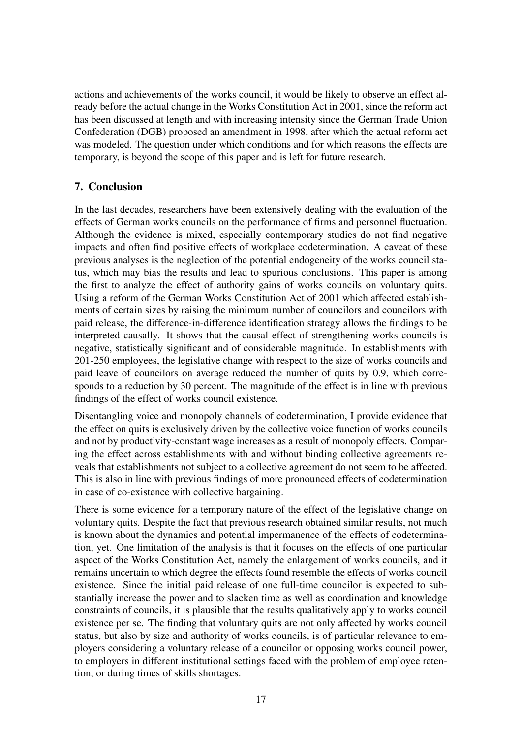actions and achievements of the works council, it would be likely to observe an effect already before the actual change in the Works Constitution Act in 2001, since the reform act has been discussed at length and with increasing intensity since the German Trade Union Confederation (DGB) proposed an amendment in 1998, after which the actual reform act was modeled. The question under which conditions and for which reasons the effects are temporary, is beyond the scope of this paper and is left for future research.

## 7. Conclusion

In the last decades, researchers have been extensively dealing with the evaluation of the effects of German works councils on the performance of firms and personnel fluctuation. Although the evidence is mixed, especially contemporary studies do not find negative impacts and often find positive effects of workplace codetermination. A caveat of these previous analyses is the neglection of the potential endogeneity of the works council status, which may bias the results and lead to spurious conclusions. This paper is among the first to analyze the effect of authority gains of works councils on voluntary quits. Using a reform of the German Works Constitution Act of 2001 which affected establishments of certain sizes by raising the minimum number of councilors and councilors with paid release, the difference-in-difference identification strategy allows the findings to be interpreted causally. It shows that the causal effect of strengthening works councils is negative, statistically significant and of considerable magnitude. In establishments with 201-250 employees, the legislative change with respect to the size of works councils and paid leave of councilors on average reduced the number of quits by 0.9, which corresponds to a reduction by 30 percent. The magnitude of the effect is in line with previous findings of the effect of works council existence.

Disentangling voice and monopoly channels of codetermination, I provide evidence that the effect on quits is exclusively driven by the collective voice function of works councils and not by productivity-constant wage increases as a result of monopoly effects. Comparing the effect across establishments with and without binding collective agreements reveals that establishments not subject to a collective agreement do not seem to be affected. This is also in line with previous findings of more pronounced effects of codetermination in case of co-existence with collective bargaining.

There is some evidence for a temporary nature of the effect of the legislative change on voluntary quits. Despite the fact that previous research obtained similar results, not much is known about the dynamics and potential impermanence of the effects of codetermination, yet. One limitation of the analysis is that it focuses on the effects of one particular aspect of the Works Constitution Act, namely the enlargement of works councils, and it remains uncertain to which degree the effects found resemble the effects of works council existence. Since the initial paid release of one full-time councilor is expected to substantially increase the power and to slacken time as well as coordination and knowledge constraints of councils, it is plausible that the results qualitatively apply to works council existence per se. The finding that voluntary quits are not only affected by works council status, but also by size and authority of works councils, is of particular relevance to employers considering a voluntary release of a councilor or opposing works council power, to employers in different institutional settings faced with the problem of employee retention, or during times of skills shortages.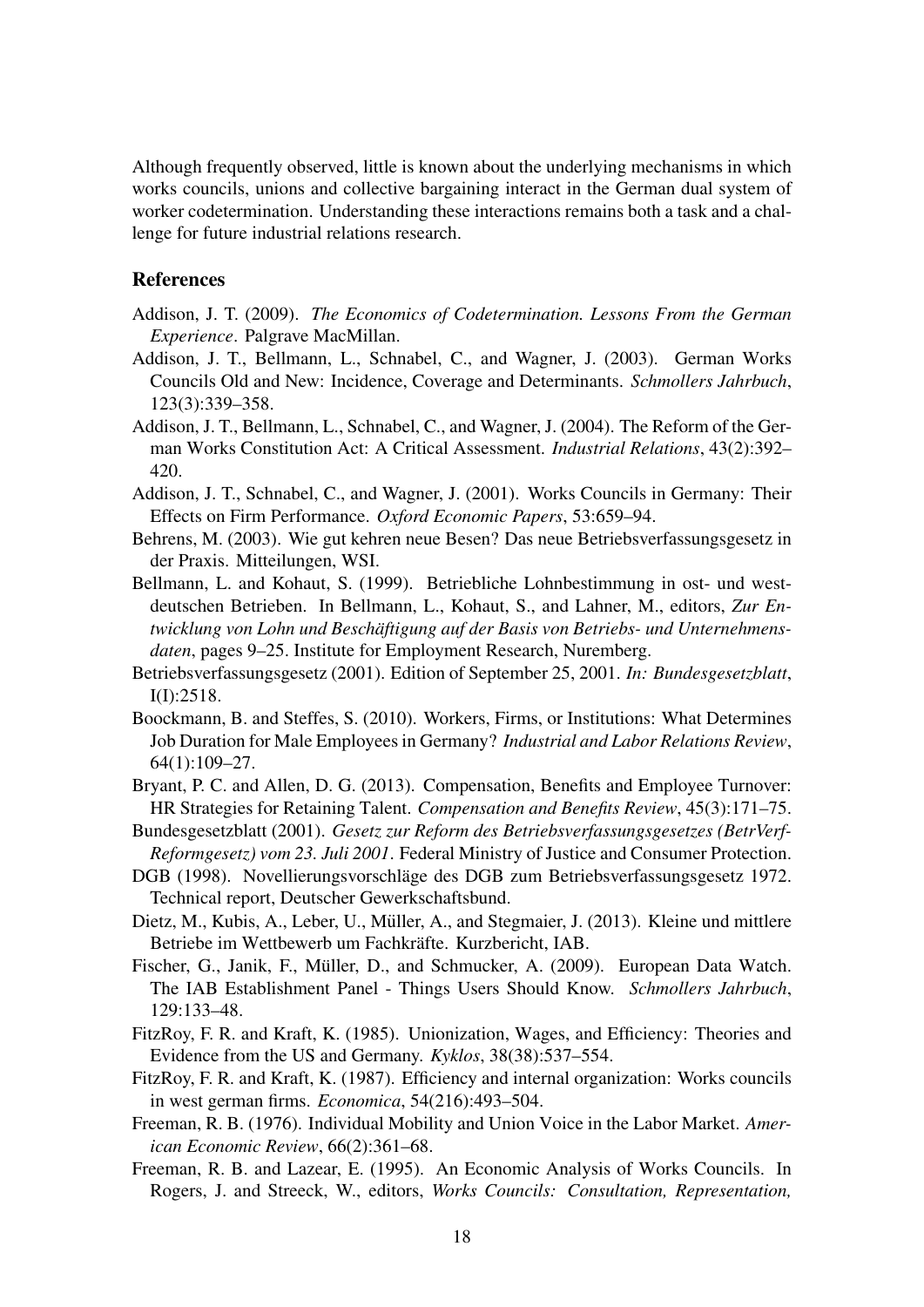Although frequently observed, little is known about the underlying mechanisms in which works councils, unions and collective bargaining interact in the German dual system of worker codetermination. Understanding these interactions remains both a task and a challenge for future industrial relations research.

## References

Addison, J. T. (2009). *The Economics of Codetermination. Lessons From the German Experience*. Palgrave MacMillan.

Addison, J. T., Bellmann, L., Schnabel, C., and Wagner, J. (2003). German Works Councils Old and New: Incidence, Coverage and Determinants. *Schmollers Jahrbuch*, 123(3):339–358.

Addison, J. T., Bellmann, L., Schnabel, C., and Wagner, J. (2004). The Reform of the German Works Constitution Act: A Critical Assessment. *Industrial Relations*, 43(2):392–420.

Addison, J. T., Schnabel, C., and Wagner, J. (2001). Works Councils in Germany: Their Effects on Firm Performance. *Oxford Economic Papers*, 53:659–94.

Behrens, M. (2003). Wie gut kehren neue Besen? Das neue Betriebsverfassungsgesetz in der Praxis. Mitteilungen, WSI.

Bellmann, L. and Kohaut, S. (1999). Betriebliche Lohnbestimmung in ost- und westdeutschen Betrieben. In Bellmann, L., Kohaut, S., and Lahner, M., editors, *Zur Entwicklung von Lohn und Beschäftigung auf der Basis von Betriebs- und Unternehmensdaten*, pages 9–25. Institute for Employment Research, Nuremberg.

Betriebsverfassungsgesetz (2001). Edition of September 25, 2001. *In: Bundesgesetzblatt*, I(I):2518.

Boockmann, B. and Steffes, S. (2010). Workers, Firms, or Institutions: What Determines Job Duration for Male Employees in Germany? *Industrial and Labor Relations Review*, 64(1):109–27.

Bryant, P. C. and Allen, D. G. (2013). Compensation, Benefits and Employee Turnover: HR Strategies for Retaining Talent. *Compensation and Benefits Review*, 45(3):171–75.

Bundesgesetzblatt (2001). *Gesetz zur Reform des Betriebsverfassungsgesetzes (BetrVerf-Reformgesetz) vom 23. Juli 2001*. Federal Ministry of Justice and Consumer Protection.

DGB (1998). Novellierungsvorschläge des DGB zum Betriebsverfassungsgesetz 1972. Technical report, Deutscher Gewerkschaftsbund.

Dietz, M., Kubis, A., Leber, U., Müller, A., and Stegmaier, J. (2013). Kleine und mittlere Betriebe im Wettbewerb um Fachkräfte. Kurzbericht, IAB.

Fischer, G., Janik, F., Müller, D., and Schmucker, A. (2009). European Data Watch. The IAB Establishment Panel - Things Users Should Know. *Schmollers Jahrbuch*, 129:133–48.

FitzRoy, F. R. and Kraft, K. (1985). Unionization, Wages, and Efficiency: Theories and Evidence from the US and Germany. *Kyklos*, 38(38):537–554.

FitzRoy, F. R. and Kraft, K. (1987). Efficiency and internal organization: Works councils in west german firms. *Economica*, 54(216):493–504.

Freeman, R. B. (1976). Individual Mobility and Union Voice in the Labor Market. *American Economic Review*, 66(2):361–68.

Freeman, R. B. and Lazear, E. (1995). An Economic Analysis of Works Councils. In Rogers, J. and Streeck, W., editors, *Works Councils: Consultation, Representation,*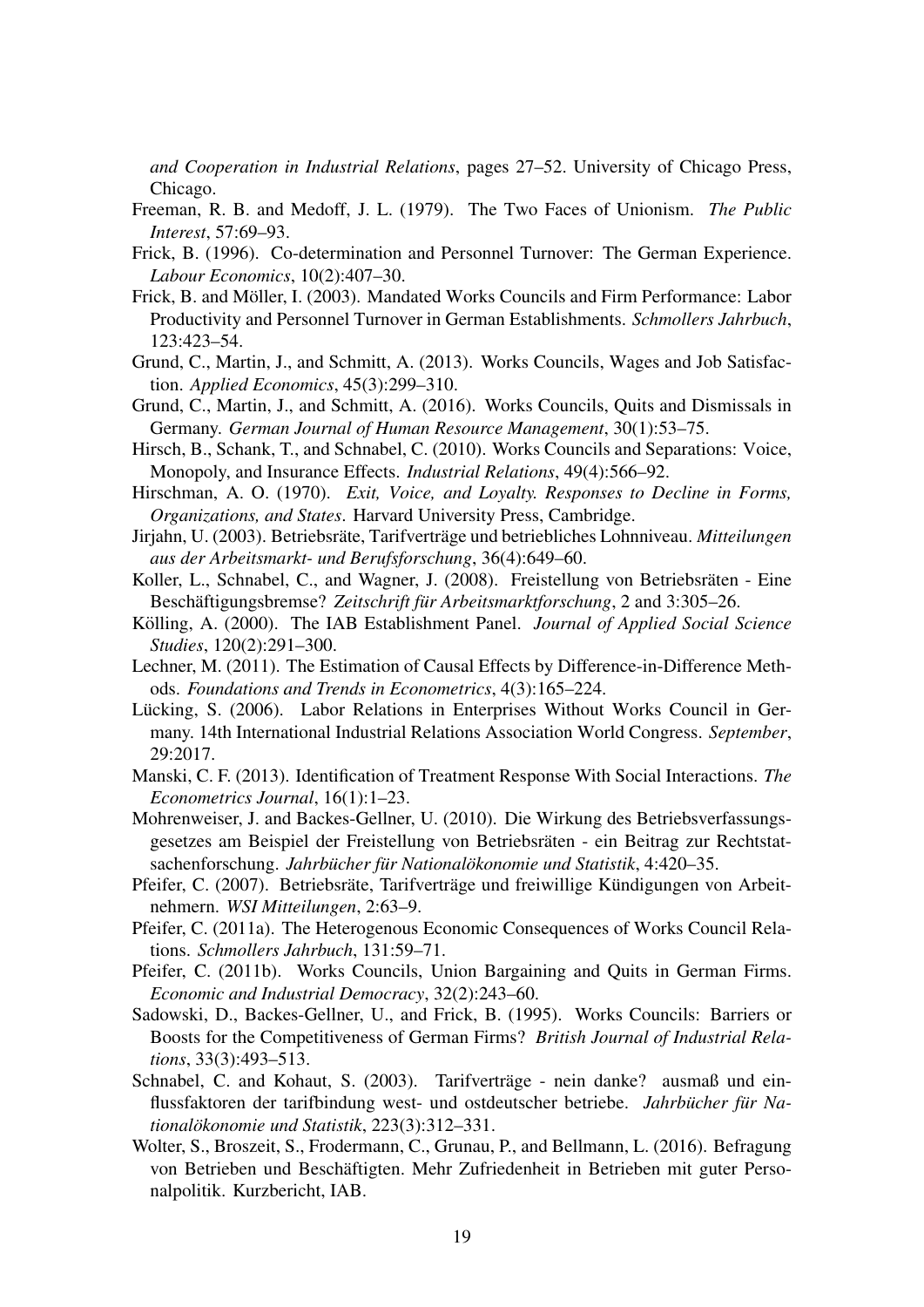*and Cooperation in Industrial Relations*, pages 27–52. University of Chicago Press, Chicago.

Freeman, R. B. and Medoff, J. L. (1979). The Two Faces of Unionism. *The Public Interest*, 57:69–93.

Frick, B. (1996). Co-determination and Personnel Turnover: The German Experience. *Labour Economics*, 10(2):407–30.

Frick, B. and Möller, I. (2003). Mandated Works Councils and Firm Performance: Labor Productivity and Personnel Turnover in German Establishments. *Schmollers Jahrbuch*, 123:423–54.

Grund, C., Martin, J., and Schmitt, A. (2013). Works Councils, Wages and Job Satisfaction. *Applied Economics*, 45(3):299–310.

Grund, C., Martin, J., and Schmitt, A. (2016). Works Councils, Quits and Dismissals in Germany. *German Journal of Human Resource Management*, 30(1):53–75.

Hirsch, B., Schank, T., and Schnabel, C. (2010). Works Councils and Separations: Voice, Monopoly, and Insurance Effects. *Industrial Relations*, 49(4):566–92.

Hirschman, A. O. (1970). *Exit, Voice, and Loyalty. Responses to Decline in Forms, Organizations, and States*. Harvard University Press, Cambridge.

Jirjahn, U. (2003). Betriebsräte, Tarifverträge und betriebliches Lohnniveau. *Mitteilungen aus der Arbeitsmarkt- und Berufsforschung*, 36(4):649–60.

Koller, L., Schnabel, C., and Wagner, J. (2008). Freistellung von Betriebsräten - Eine Beschäftigungsbremse? *Zeitschrift für Arbeitsmarktforschung*, 2 and 3:305–26.

Kölling, A. (2000). The IAB Establishment Panel. *Journal of Applied Social Science Studies*, 120(2):291–300.

Lechner, M. (2011). The Estimation of Causal Effects by Difference-in-Difference Methods. *Foundations and Trends in Econometrics*, 4(3):165–224.

Lücking, S. (2006). Labor Relations in Enterprises Without Works Council in Germany. 14th International Industrial Relations Association World Congress. *September*, 29:2017.

Manski, C. F. (2013). Identification of Treatment Response With Social Interactions. *The Econometrics Journal*, 16(1):1–23.

Mohrenweiser, J. and Backes-Gellner, U. (2010). Die Wirkung des Betriebsverfassungsgesetzes am Beispiel der Freistellung von Betriebsräten - ein Beitrag zur Rechtstatsachenforschung. *Jahrbücher für Nationalökonomie und Statistik*, 4:420–35.

Pfeifer, C. (2007). Betriebsräte, Tarifverträge und freiwillige Kündigungen von Arbeitnehmern. *WSI Mitteilungen*, 2:63–9.

Pfeifer, C. (2011a). The Heterogenous Economic Consequences of Works Council Relations. *Schmollers Jahrbuch*, 131:59–71.

Pfeifer, C. (2011b). Works Councils, Union Bargaining and Quits in German Firms. *Economic and Industrial Democracy*, 32(2):243–60.

Sadowski, D., Backes-Gellner, U., and Frick, B. (1995). Works Councils: Barriers or Boosts for the Competitiveness of German Firms? *British Journal of Industrial Relations*, 33(3):493–513.

Schnabel, C. and Kohaut, S. (2003). Tarifverträge - nein danke? ausmaß und einflussfaktoren der tarifbindung west- und ostdeutscher betriebe. *Jahrbücher für Nationalökonomie und Statistik*, 223(3):312–331.

Wolter, S., Broszeit, S., Frodermann, C., Grunau, P., and Bellmann, L. (2016). Befragung von Betrieben und Beschäftigten. Mehr Zufriedenheit in Betrieben mit guter Personalpolitik. Kurzbericht, IAB.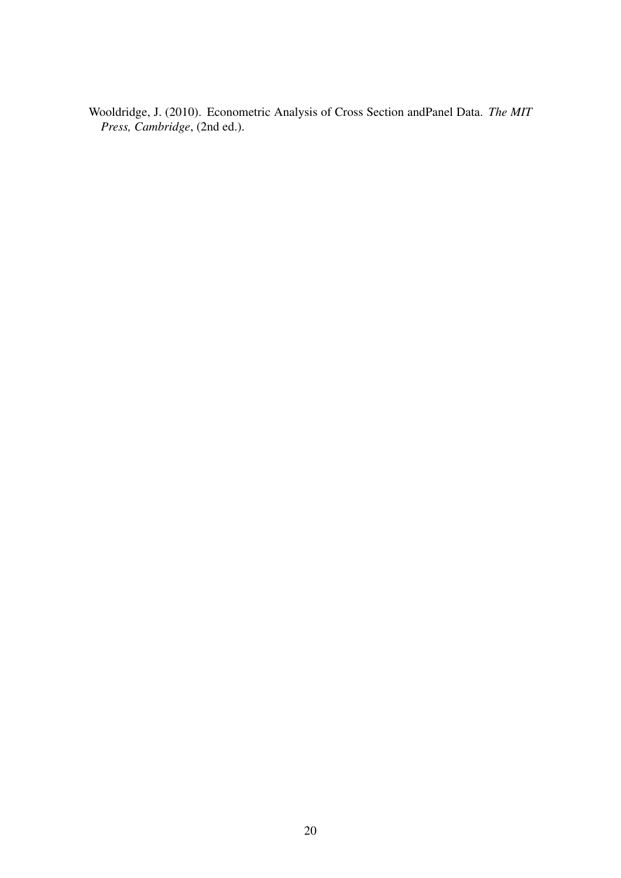Wooldridge, J. (2010). Econometric Analysis of Cross Section andPanel Data. *The MIT Press, Cambridge*, (2nd ed.).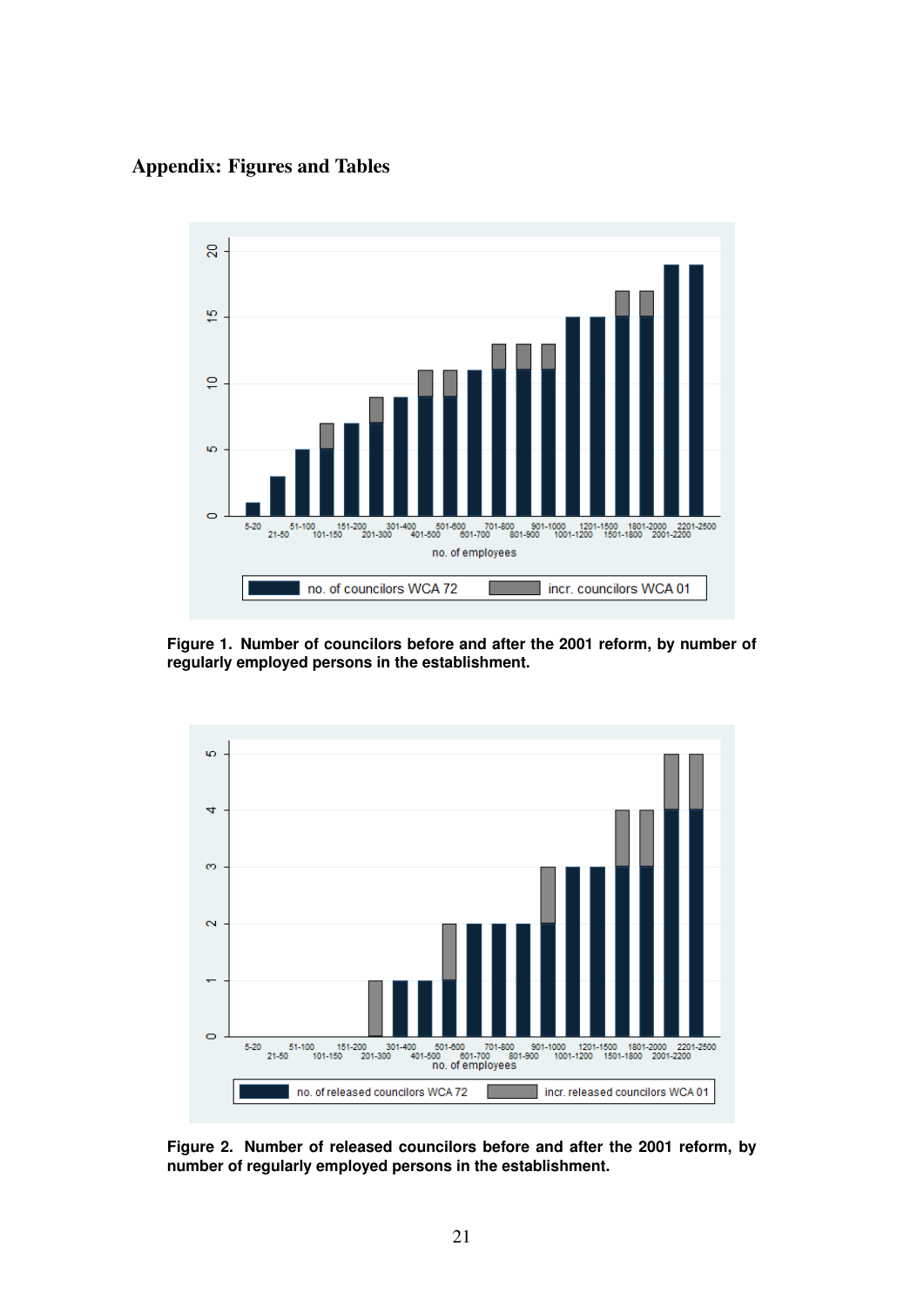## Appendix: Figures and Tables

20
15
10
5
0

5-20 21-50 51-100 101-150 151-200 201-300 301-400 401-500 501-600 601-700 701-800 801-900 901-1000 1001-1200 1201-1500 1501-1800 1801-2000 2001-2200 2201-2500

no. of employees

no. of councilors WCA 72
incr. councilors WCA 01

**Figure 1. Number of councilors before and after the 2001 reform, by number of regularly employed persons in the establishment.**

5
4
3
2
1
0

5-20 21-50 51-100 101-150 151-200 201-300 301-400 401-500 501-600 601-700 701-800 801-900 901-1000 1001-1200 1201-1500 1501-1800 1801-2000 2001-2200 2201-2500

no. of employees

no. of released councilors WCA 72
incr. released councilors WCA 01

**Figure 2. Number of released councilors before and after the 2001 reform, by number of regularly employed persons in the establishment.**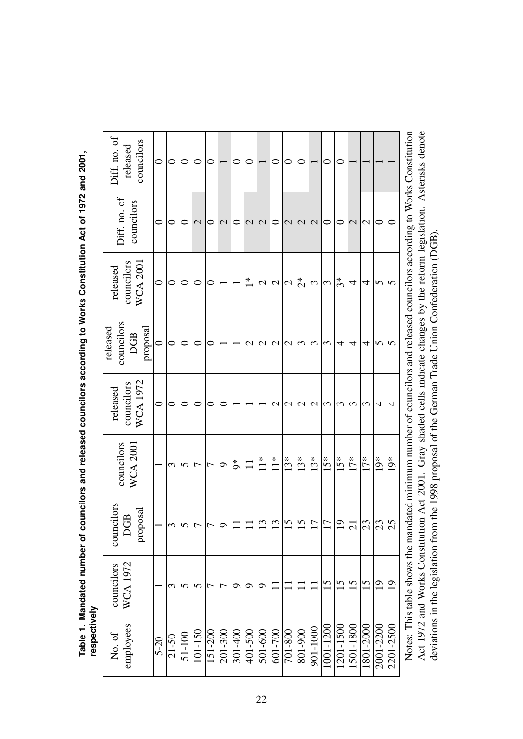**Table 1. Mandated number of councilors and released councilors according to Works Constitution Act of 1972 and 2001, respectively**

| No. of employees | councilors WCA 1972 | councilors DGB proposal | councilors WCA 2001 | released councilors WCA 1972 | released councilors DGB proposal | released councilors WCA 2001 | Diff. no. of councilors | Diff. no. of released councilors |
|---|---|---|---|---|---|---|---|---|
| 5-20 | 1 | 1 | 1 | 0 | 0 | 0 | 0 | 0 |
| 21-50 | 3 | 3 | 3 | 0 | 0 | 0 | 0 | 0 |
| 51-100 | 5 | 5 | 5 | 0 | 0 | 0 | 0 | 0 |
| 101-150 | 5 | 7 | 7 | 0 | 0 | 0 | 2 | 0 |
| 151-200 | 7 | 7 | 7 | 0 | 0 | 0 | 0 | 0 |
| 201-300 | 7 | 9 | 9 | 0 | 1 | 1 | 2 | 1 |
| 301-400 | 9 | 11 | 9* | 1 | 1 | 1 | 0 | 0 |
| 401-500 | 9 | 11 | 11 | 1 | 2 | 1* | 2 | 0 |
| 501-600 | 9 | 13 | 11* | 1 | 2 | 2 | 2 | 1 |
| 601-700 | 11 | 13 | 11* | 2 | 2 | 2 | 0 | 0 |
| 701-800 | 11 | 15 | 13* | 2 | 2 | 2 | 2 | 0 |
| 801-900 | 11 | 15 | 13* | 2 | 3 | 2* | 2 | 0 |
| 901-1000 | 11 | 17 | 13* | 2 | 3 | 3 | 2 | 1 |
| 1001-1200 | 15 | 17 | 15* | 3 | 3 | 3 | 0 | 0 |
| 1201-1500 | 15 | 19 | 15* | 3 | 4 | 3* | 0 | 0 |
| 1501-1800 | 15 | 21 | 17* | 3 | 4 | 4 | 2 | 1 |
| 1801-2000 | 15 | 23 | 17* | 3 | 4 | 4 | 2 | 1 |
| 2001-2200 | 19 | 23 | 19* | 4 | 5 | 5 | 0 | 1 |
| 2201-2500 | 19 | 25 | 19* | 4 | 5 | 5 | 0 | 1 |

Notes: This table shows the mandated minimum number of councilors and released councilors according to Works Constitution Act 1972 and Works Constitution Act 2001. Gray shaded cells indicate changes by the reform legislation. Asterisks denote deviations in the legislation from the 1998 proposal of the German Trade Union Confederation (DGB).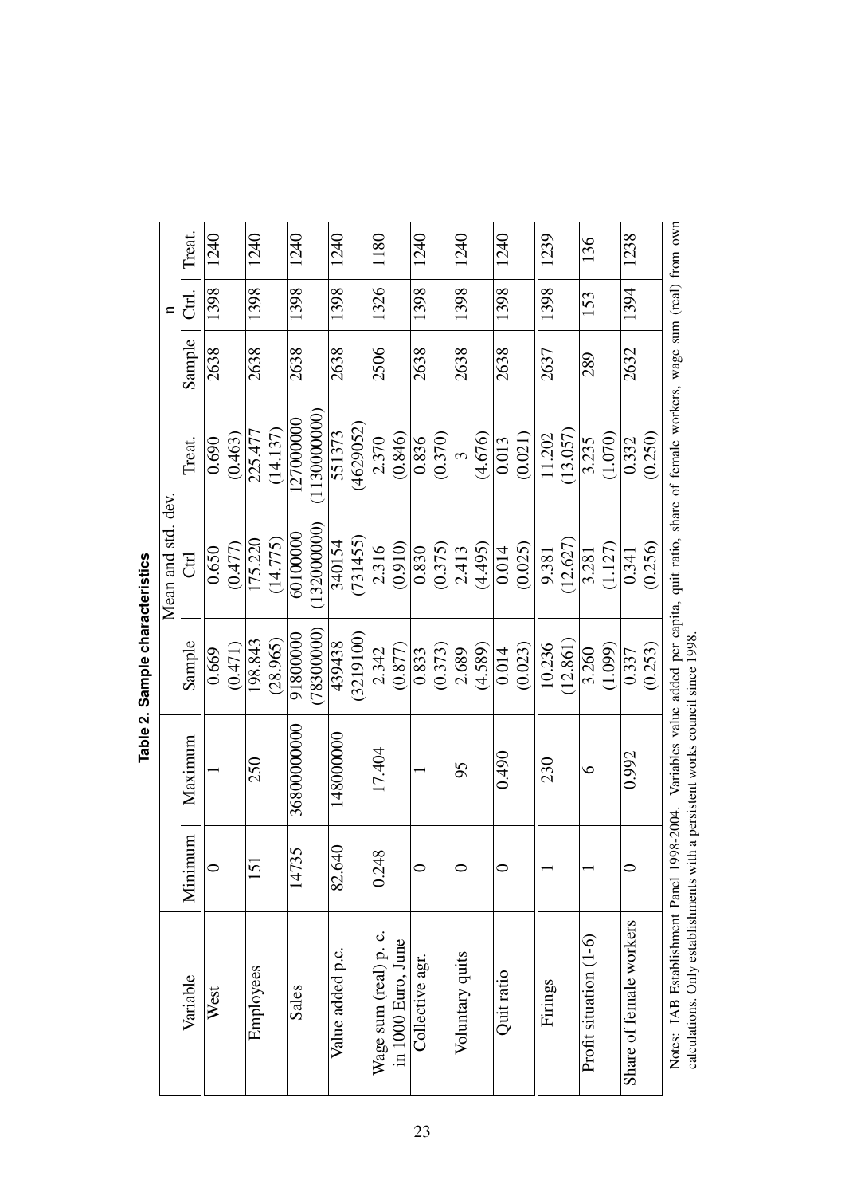**Table 2. Sample characteristics**

| Variable | Minimum | Maximum | Mean and std. dev. | | | n | | |
|---|---|---|---|---|---|---|---|---|
| | | | Sample | Ctrl | Treat. | Sample | Ctrl. | Treat. |
| West | 0 | 1 | 0.669 (0.471) | 0.650 (0.477) | 0.690 (0.463) | 2638 | 1398 | 1240 |
| Employees | 151 | 250 | 198.843 (28.965) | 175.220 (14.775) | 225.477 (14.137) | 2638 | 1398 | 1240 |
| Sales | 14735 | 3680000000 | 91800000 (78300000) | 60100000 (132000000) | 127000000 (1130000000) | 2638 | 1398 | 1240 |
| Value added p.c. | 82.640 | 148000000 | 439438 (3219100) | 340154 (731455) | 551373 (4629052) | 2638 | 1398 | 1240 |
| Wage sum (real) p. c. in 1000 Euro, June | 0.248 | 17.404 | 2.342 (0.877) | 2.316 (0.910) | 2.370 (0.846) | 2506 | 1326 | 1180 |
| Collective agr. | 0 | 1 | 0.833 (0.373) | 0.830 (0.375) | 0.836 (0.370) | 2638 | 1398 | 1240 |
| Voluntary quits | 0 | 95 | 2.689 (4.589) | 2.413 (4.495) | 3 (4.676) | 2638 | 1398 | 1240 |
| Quit ratio | 0 | 0.490 | 0.014 (0.023) | 0.014 (0.025) | 0.013 (0.021) | 2638 | 1398 | 1240 |
| Firings | 1 | 230 | 10.236 (12.861) | 9.381 (12.627) | 11.202 (13.057) | 2637 | 1398 | 1239 |
| Profit situation (1-6) | 1 | 6 | 3.260 (1.099) | 3.281 (1.127) | 3.235 (1.070) | 289 | 153 | 136 |
| Share of female workers | 0 | 0.992 | 0.337 (0.253) | 0.341 (0.256) | 0.332 (0.250) | 2632 | 1394 | 1238 |

Notes: IAB Establishment Panel 1998-2004. Variables value added per capita, quit ratio, share of female workers, wage sum (real) from own calculations. Only establishments with a persistent works council since 1998.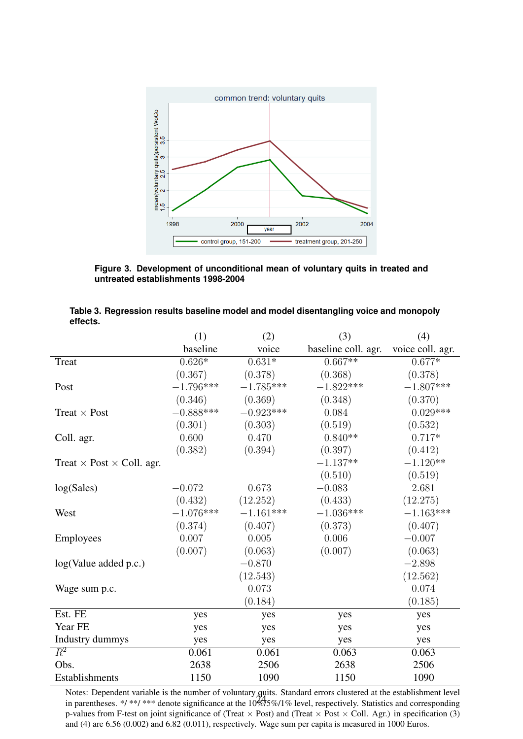**Figure 3. Development of unconditional mean of voluntary quits in treated and untreated establishments 1998-2004**

**Table 3. Regression results baseline model and model disentangling voice and monopoly effects.**

| | (1) baseline | (2) voice | (3) baseline coll. agr. | (4) voice coll. agr. |
|---|---|---|---|---|
| Treat | 0.626* | 0.631* | 0.667** | 0.677* |
| | (0.367) | (0.378) | (0.368) | (0.378) |
| Post | −1.796*** | −1.785*** | −1.822*** | −1.807*** |
| | (0.346) | (0.369) | (0.348) | (0.370) |
| Treat × Post | −0.888*** | −0.923*** | 0.084 | 0.029*** |
| | (0.301) | (0.303) | (0.519) | (0.532) |
| Coll. agr. | 0.600 | 0.470 | 0.840** | 0.717* |
| | (0.382) | (0.394) | (0.397) | (0.412) |
| Treat × Post × Coll. agr. | | | −1.137** | −1.120** |
| | | | (0.510) | (0.519) |
| log(Sales) | −0.072 | 0.673 | −0.083 | 2.681 |
| | (0.432) | (12.252) | (0.433) | (12.275) |
| West | −1.076*** | −1.161*** | −1.036*** | −1.163*** |
| | (0.374) | (0.407) | (0.373) | (0.407) |
| Employees | 0.007 | 0.005 | 0.006 | −0.007 |
| | (0.007) | (0.063) | (0.007) | (0.063) |
| log(Value added p.c.) | | −0.870 | | −2.898 |
| | | (12.543) | | (12.562) |
| Wage sum p.c. | | 0.073 | | 0.074 |
| | | (0.184) | | (0.185) |
| Est. FE | yes | yes | yes | yes |
| Year FE | yes | yes | yes | yes |
| Industry dummys | yes | yes | yes | yes |
| $R^2$ | 0.061 | 0.061 | 0.063 | 0.063 |
| Obs. | 2638 | 2506 | 2638 | 2506 |
| Establishments | 1150 | 1090 | 1150 | 1090 |

Notes: Dependent variable is the number of voluntary quits. Standard errors clustered at the establishment level in parentheses. */ **/ *** denote significance at the 10%/5%/1% level, respectively. Statistics and corresponding p-values from F-test on joint significance of (Treat × Post) and (Treat × Post × Coll. Agr.) in specification (3) and (4) are 6.56 (0.002) and 6.82 (0.011), respectively. Wage sum per capita is measured in 1000 Euros.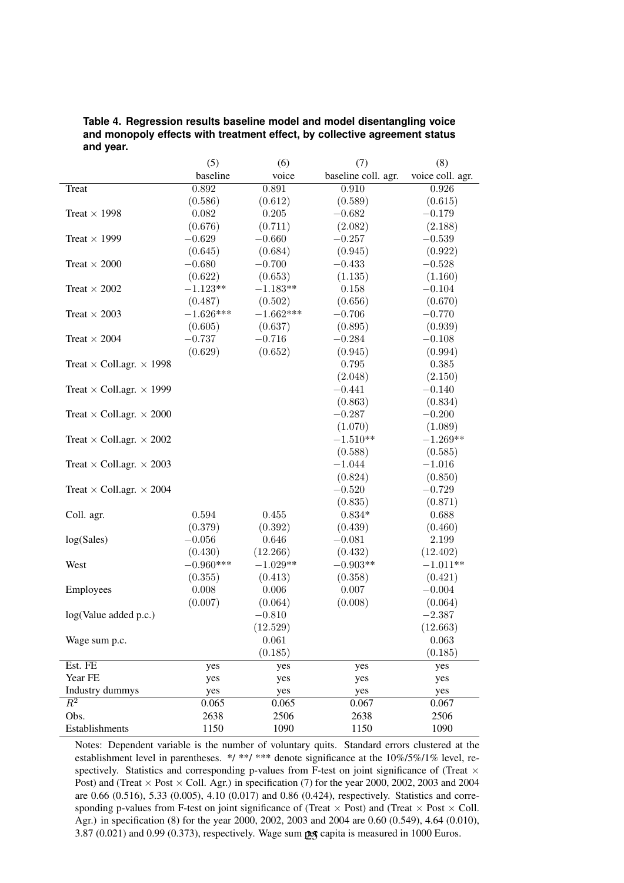**Table 4. Regression results baseline model and model disentangling voice and monopoly effects with treatment effect, by collective agreement status and year.**

| | (5) | (6) | (7) | (8) |
|---|---|---|---|---|
| | baseline | voice | baseline coll. agr. | voice coll. agr. |
| Treat | 0.892 | 0.891 | 0.910 | 0.926 |
| | (0.586) | (0.612) | (0.589) | (0.615) |
| Treat × 1998 | 0.082 | 0.205 | −0.682 | −0.179 |
| | (0.676) | (0.711) | (2.082) | (2.188) |
| Treat × 1999 | −0.629 | −0.660 | −0.257 | −0.539 |
| | (0.645) | (0.684) | (0.945) | (0.922) |
| Treat × 2000 | −0.680 | −0.700 | −0.433 | −0.528 |
| | (0.622) | (0.653) | (1.135) | (1.160) |
| Treat × 2002 | −1.123** | −1.183** | 0.158 | −0.104 |
| | (0.487) | (0.502) | (0.656) | (0.670) |
| Treat × 2003 | −1.626*** | −1.662*** | −0.706 | −0.770 |
| | (0.605) | (0.637) | (0.895) | (0.939) |
| Treat × 2004 | −0.737 | −0.716 | −0.284 | −0.108 |
| | (0.629) | (0.652) | (0.945) | (0.994) |
| Treat × Coll.agr. × 1998 | | | 0.795 | 0.385 |
| | | | (2.048) | (2.150) |
| Treat × Coll.agr. × 1999 | | | −0.441 | −0.140 |
| | | | (0.863) | (0.834) |
| Treat × Coll.agr. × 2000 | | | −0.287 | −0.200 |
| | | | (1.070) | (1.089) |
| Treat × Coll.agr. × 2002 | | | −1.510** | −1.269** |
| | | | (0.588) | (0.585) |
| Treat × Coll.agr. × 2003 | | | −1.044 | −1.016 |
| | | | (0.824) | (0.850) |
| Treat × Coll.agr. × 2004 | | | −0.520 | −0.729 |
| | | | (0.835) | (0.871) |
| Coll. agr. | 0.594 | 0.455 | 0.834* | 0.688 |
| | (0.379) | (0.392) | (0.439) | (0.460) |
| log(Sales) | −0.056 | 0.646 | −0.081 | 2.199 |
| | (0.430) | (12.266) | (0.432) | (12.402) |
| West | −0.960*** | −1.029** | −0.903** | −1.011** |
| | (0.355) | (0.413) | (0.358) | (0.421) |
| Employees | 0.008 | 0.006 | 0.007 | −0.004 |
| | (0.007) | (0.064) | (0.008) | (0.064) |
| log(Value added p.c.) | | −0.810 | | −2.387 |
| | | (12.529) | | (12.663) |
| Wage sum p.c. | | 0.061 | | 0.063 |
| | | (0.185) | | (0.185) |
| Est. FE | yes | yes | yes | yes |
| Year FE | yes | yes | yes | yes |
| Industry dummys | yes | yes | yes | yes |
| $R^2$ | 0.065 | 0.065 | 0.067 | 0.067 |
| Obs. | 2638 | 2506 | 2638 | 2506 |
| Establishments | 1150 | 1090 | 1150 | 1090 |

Notes: Dependent variable is the number of voluntary quits. Standard errors clustered at the establishment level in parentheses. */ **/ *** denote significance at the 10%/5%/1% level, respectively. Statistics and corresponding p-values from F-test on joint significance of (Treat × Post) and (Treat × Post × Coll. Agr.) in specification (7) for the year 2000, 2002, 2003 and 2004 are 0.66 (0.516), 5.33 (0.005), 4.10 (0.017) and 0.86 (0.424), respectively. Statistics and corresponding p-values from F-test on joint significance of (Treat × Post) and (Treat × Post × Coll. Agr.) in specification (8) for the year 2000, 2002, 2003 and 2004 are 0.60 (0.549), 4.64 (0.010), 3.87 (0.021) and 0.99 (0.373), respectively. Wage sum per capita is measured in 1000 Euros.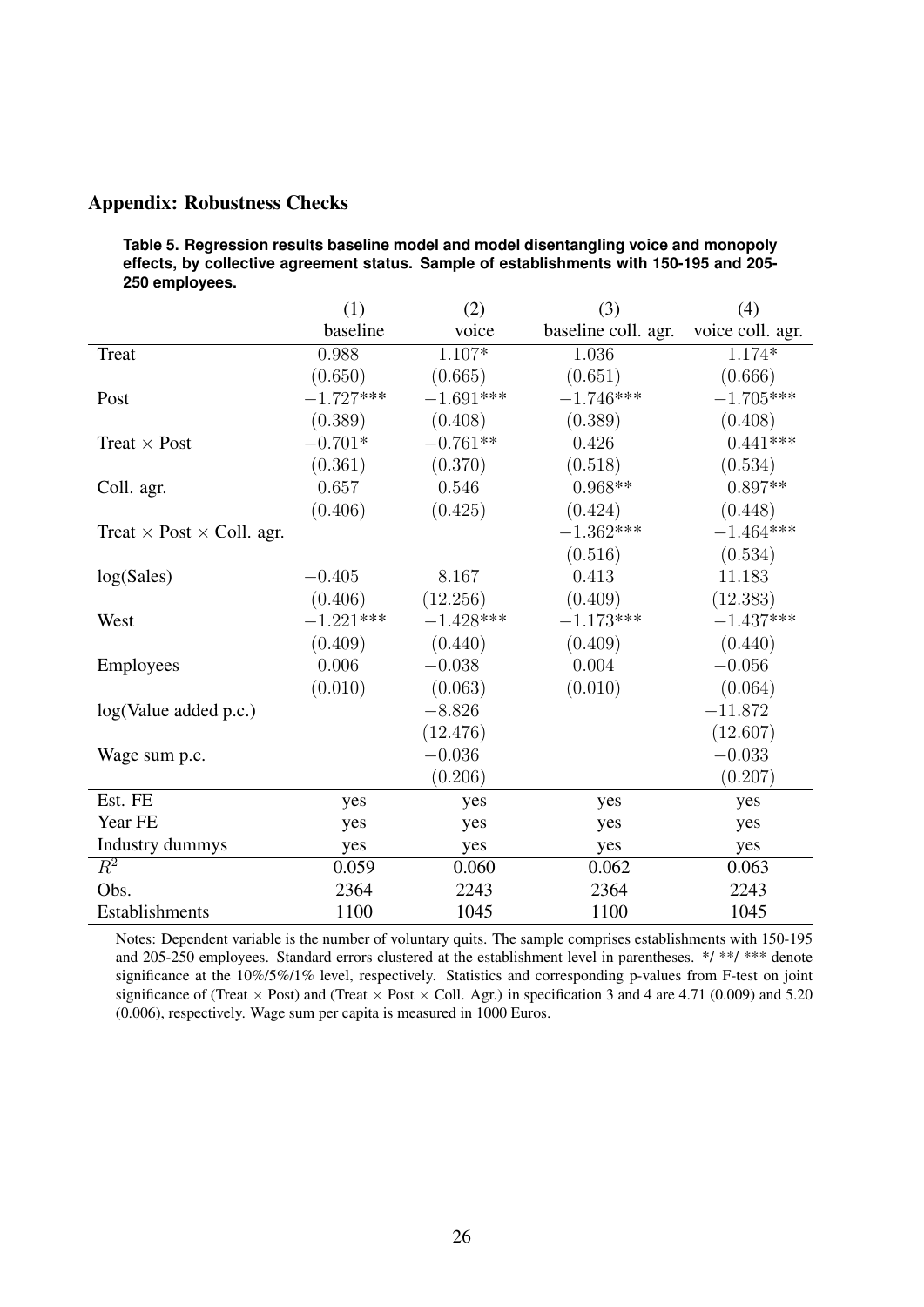## Appendix: Robustness Checks

**Table 5. Regression results baseline model and model disentangling voice and monopoly effects, by collective agreement status. Sample of establishments with 150-195 and 205-250 employees.**

| | (1) | (2) | (3) | (4) |
|---|---|---|---|---|
| | baseline | voice | baseline coll. agr. | voice coll. agr. |
| Treat | 0.988 | 1.107* | 1.036 | 1.174* |
| | (0.650) | (0.665) | (0.651) | (0.666) |
| Post | −1.727*** | −1.691*** | −1.746*** | −1.705*** |
| | (0.389) | (0.408) | (0.389) | (0.408) |
| Treat × Post | −0.701* | −0.761** | 0.426 | 0.441*** |
| | (0.361) | (0.370) | (0.518) | (0.534) |
| Coll. agr. | 0.657 | 0.546 | 0.968** | 0.897** |
| | (0.406) | (0.425) | (0.424) | (0.448) |
| Treat × Post × Coll. agr. | | | −1.362*** | −1.464*** |
| | | | (0.516) | (0.534) |
| log(Sales) | −0.405 | 8.167 | 0.413 | 11.183 |
| | (0.406) | (12.256) | (0.409) | (12.383) |
| West | −1.221*** | −1.428*** | −1.173*** | −1.437*** |
| | (0.409) | (0.440) | (0.409) | (0.440) |
| Employees | 0.006 | −0.038 | 0.004 | −0.056 |
| | (0.010) | (0.063) | (0.010) | (0.064) |
| log(Value added p.c.) | | −8.826 | | −11.872 |
| | | (12.476) | | (12.607) |
| Wage sum p.c. | | −0.036 | | −0.033 |
| | | (0.206) | | (0.207) |
| Est. FE | yes | yes | yes | yes |
| Year FE | yes | yes | yes | yes |
| Industry dummys | yes | yes | yes | yes |
| $R^2$ | 0.059 | 0.060 | 0.062 | 0.063 |
| Obs. | 2364 | 2243 | 2364 | 2243 |
| Establishments | 1100 | 1045 | 1100 | 1045 |

Notes: Dependent variable is the number of voluntary quits. The sample comprises establishments with 150-195 and 205-250 employees. Standard errors clustered at the establishment level in parentheses. */ **/ *** denote significance at the 10%/5%/1% level, respectively. Statistics and corresponding p-values from F-test on joint significance of (Treat × Post) and (Treat × Post × Coll. Agr.) in specification 3 and 4 are 4.71 (0.009) and 5.20 (0.006), respectively. Wage sum per capita is measured in 1000 Euros.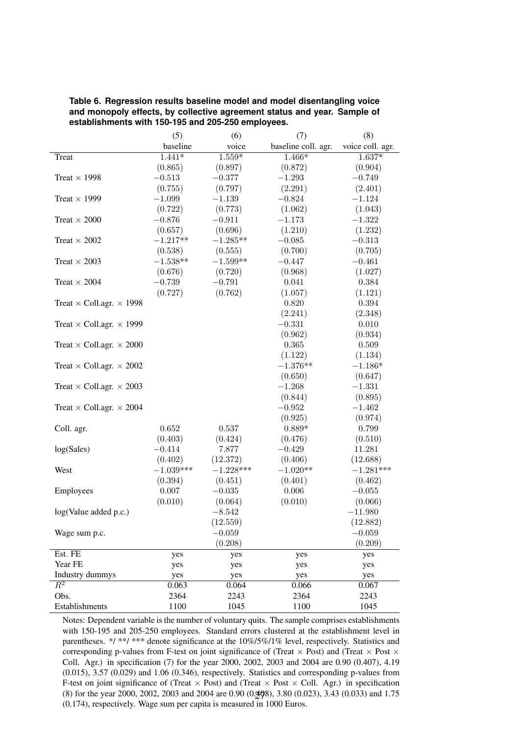**Table 6. Regression results baseline model and model disentangling voice and monopoly effects, by collective agreement status and year. Sample of establishments with 150-195 and 205-250 employees.**

| | (5) | (6) | (7) | (8) |
|---|---|---|---|---|
| | baseline | voice | baseline coll. agr. | voice coll. agr. |
| Treat | 1.441* | 1.559* | 1.466* | 1.637* |
| | (0.865) | (0.897) | (0.872) | (0.904) |
| Treat × 1998 | −0.513 | −0.377 | −1.293 | −0.749 |
| | (0.755) | (0.797) | (2.291) | (2.401) |
| Treat × 1999 | −1.099 | −1.139 | −0.824 | −1.124 |
| | (0.722) | (0.773) | (1.062) | (1.043) |
| Treat × 2000 | −0.876 | −0.911 | −1.173 | −1.322 |
| | (0.657) | (0.696) | (1.210) | (1.232) |
| Treat × 2002 | −1.217** | −1.285** | −0.085 | −0.313 |
| | (0.538) | (0.555) | (0.700) | (0.705) |
| Treat × 2003 | −1.538** | −1.599** | −0.447 | −0.461 |
| | (0.676) | (0.720) | (0.968) | (1.027) |
| Treat × 2004 | −0.739 | −0.791 | 0.041 | 0.384 |
| | (0.727) | (0.762) | (1.057) | (1.121) |
| Treat × Coll.agr. × 1998 | | | 0.820 | 0.394 |
| | | | (2.241) | (2.348) |
| Treat × Coll.agr. × 1999 | | | −0.331 | 0.010 |
| | | | (0.962) | (0.934) |
| Treat × Coll.agr. × 2000 | | | 0.365 | 0.509 |
| | | | (1.122) | (1.134) |
| Treat × Coll.agr. × 2002 | | | −1.376** | −1.186* |
| | | | (0.650) | (0.647) |
| Treat × Coll.agr. × 2003 | | | −1.268 | −1.331 |
| | | | (0.844) | (0.895) |
| Treat × Coll.agr. × 2004 | | | −0.952 | −1.462 |
| | | | (0.925) | (0.974) |
| Coll. agr. | 0.652 | 0.537 | 0.889* | 0.799 |
| | (0.403) | (0.424) | (0.476) | (0.510) |
| log(Sales) | −0.414 | 7.877 | −0.429 | 11.281 |
| | (0.402) | (12.372) | (0.406) | (12.688) |
| West | −1.039*** | −1.228*** | −1.020** | −1.281*** |
| | (0.394) | (0.451) | (0.401) | (0.462) |
| Employees | 0.007 | −0.035 | 0.006 | −0.055 |
| | (0.010) | (0.064) | (0.010) | (0.066) |
| log(Value added p.c.) | | −8.542 | | −11.980 |
| | | (12.559) | | (12.882) |
| Wage sum p.c. | | −0.059 | | −0.059 |
| | | (0.208) | | (0.209) |
| Est. FE | yes | yes | yes | yes |
| Year FE | yes | yes | yes | yes |
| Industry dummys | yes | yes | yes | yes |
| $R^2$ | 0.063 | 0.064 | 0.066 | 0.067 |
| Obs. | 2364 | 2243 | 2364 | 2243 |
| Establishments | 1100 | 1045 | 1100 | 1045 |

Notes: Dependent variable is the number of voluntary quits. The sample comprises establishments with 150-195 and 205-250 employees. Standard errors clustered at the establishment level in parentheses. */ **/ *** denote significance at the 10%/5%/1% level, respectively. Statistics and corresponding p-values from F-test on joint significance of (Treat × Post) and (Treat × Post × Coll. Agr.) in specification (7) for the year 2000, 2002, 2003 and 2004 are 0.90 (0.407), 4.19 (0.015), 3.57 (0.029) and 1.06 (0.346), respectively. Statistics and corresponding p-values from F-test on joint significance of (Treat × Post) and (Treat × Post × Coll. Agr.) in specification (8) for the year 2000, 2002, 2003 and 2004 are 0.90 (0.408), 3.80 (0.023), 3.43 (0.033) and 1.75 (0.174), respectively. Wage sum per capita is measured in 1000 Euros.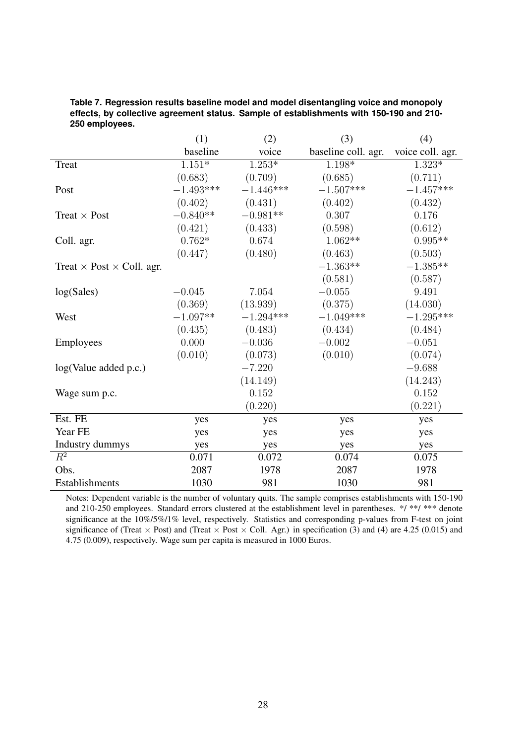**Table 7. Regression results baseline model and model disentangling voice and monopoly effects, by collective agreement status. Sample of establishments with 150-190 and 210-250 employees.**

| | (1) | (2) | (3) | (4) |
|---|---|---|---|---|
| | baseline | voice | baseline coll. agr. | voice coll. agr. |
| Treat | 1.151* | 1.253* | 1.198* | 1.323* |
| | (0.683) | (0.709) | (0.685) | (0.711) |
| Post | −1.493*** | −1.446*** | −1.507*** | −1.457*** |
| | (0.402) | (0.431) | (0.402) | (0.432) |
| Treat × Post | −0.840** | −0.981** | 0.307 | 0.176 |
| | (0.421) | (0.433) | (0.598) | (0.612) |
| Coll. agr. | 0.762* | 0.674 | 1.062** | 0.995** |
| | (0.447) | (0.480) | (0.463) | (0.503) |
| Treat × Post × Coll. agr. | | | −1.363** | −1.385** |
| | | | (0.581) | (0.587) |
| log(Sales) | −0.045 | 7.054 | −0.055 | 9.491 |
| | (0.369) | (13.939) | (0.375) | (14.030) |
| West | −1.097** | −1.294*** | −1.049*** | −1.295*** |
| | (0.435) | (0.483) | (0.434) | (0.484) |
| Employees | 0.000 | −0.036 | −0.002 | −0.051 |
| | (0.010) | (0.073) | (0.010) | (0.074) |
| log(Value added p.c.) | | −7.220 | | −9.688 |
| | | (14.149) | | (14.243) |
| Wage sum p.c. | | 0.152 | | 0.152 |
| | | (0.220) | | (0.221) |
| Est. FE | yes | yes | yes | yes |
| Year FE | yes | yes | yes | yes |
| Industry dummys | yes | yes | yes | yes |
| $R^2$ | 0.071 | 0.072 | 0.074 | 0.075 |
| Obs. | 2087 | 1978 | 2087 | 1978 |
| Establishments | 1030 | 981 | 1030 | 981 |

Notes: Dependent variable is the number of voluntary quits. The sample comprises establishments with 150-190 and 210-250 employees. Standard errors clustered at the establishment level in parentheses. */ **/ *** denote significance at the 10%/5%/1% level, respectively. Statistics and corresponding p-values from F-test on joint significance of (Treat × Post) and (Treat × Post × Coll. Agr.) in specification (3) and (4) are 4.25 (0.015) and 4.75 (0.009), respectively. Wage sum per capita is measured in 1000 Euros.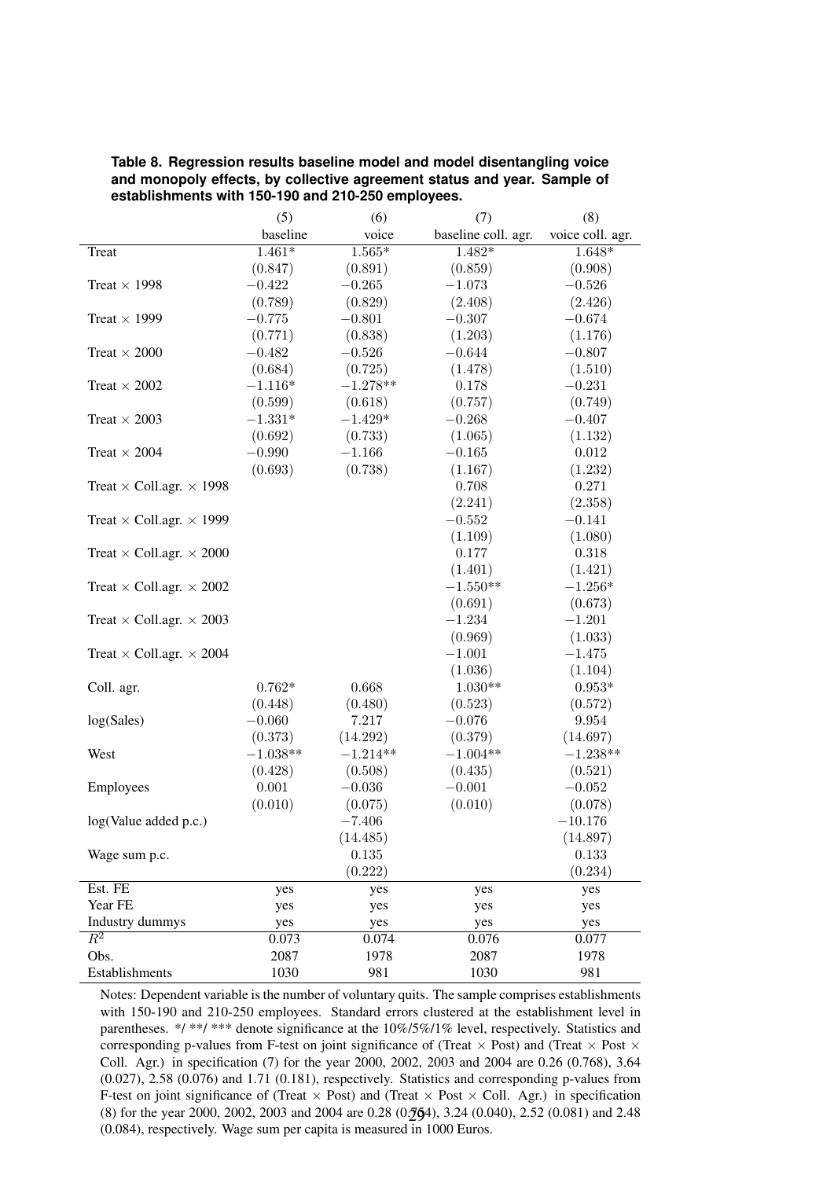**Table 8. Regression results baseline model and model disentangling voice and monopoly effects, by collective agreement status and year. Sample of establishments with 150-190 and 210-250 employees.**

| | (5) | (6) | (7) | (8) |
|---|---|---|---|---|
| | baseline | voice | baseline coll. agr. | voice coll. agr. |
| Treat | 1.461* | 1.565* | 1.482* | 1.648* |
| | (0.847) | (0.891) | (0.859) | (0.908) |
| Treat × 1998 | −0.422 | −0.265 | −1.073 | −0.526 |
| | (0.789) | (0.829) | (2.408) | (2.426) |
| Treat × 1999 | −0.775 | −0.801 | −0.307 | −0.674 |
| | (0.771) | (0.838) | (1.203) | (1.176) |
| Treat × 2000 | −0.482 | −0.526 | −0.644 | −0.807 |
| | (0.684) | (0.725) | (1.478) | (1.510) |
| Treat × 2002 | −1.116* | −1.278** | 0.178 | −0.231 |
| | (0.599) | (0.618) | (0.757) | (0.749) |
| Treat × 2003 | −1.331* | −1.429* | −0.268 | −0.407 |
| | (0.692) | (0.733) | (1.065) | (1.132) |
| Treat × 2004 | −0.990 | −1.166 | −0.165 | 0.012 |
| | (0.693) | (0.738) | (1.167) | (1.232) |
| Treat × Coll.agr. × 1998 | | | 0.708 | 0.271 |
| | | | (2.241) | (2.358) |
| Treat × Coll.agr. × 1999 | | | −0.552 | −0.141 |
| | | | (1.109) | (1.080) |
| Treat × Coll.agr. × 2000 | | | 0.177 | 0.318 |
| | | | (1.401) | (1.421) |
| Treat × Coll.agr. × 2002 | | | −1.550** | −1.256* |
| | | | (0.691) | (0.673) |
| Treat × Coll.agr. × 2003 | | | −1.234 | −1.201 |
| | | | (0.969) | (1.033) |
| Treat × Coll.agr. × 2004 | | | −1.001 | −1.475 |
| | | | (1.036) | (1.104) |
| Coll. agr. | 0.762* | 0.668 | 1.030** | 0.953* |
| | (0.448) | (0.480) | (0.523) | (0.572) |
| log(Sales) | −0.060 | 7.217 | −0.076 | 9.954 |
| | (0.373) | (14.292) | (0.379) | (14.697) |
| West | −1.038** | −1.214** | −1.004** | −1.238** |
| | (0.428) | (0.508) | (0.435) | (0.521) |
| Employees | 0.001 | −0.036 | −0.001 | −0.052 |
| | (0.010) | (0.075) | (0.010) | (0.078) |
| log(Value added p.c.) | | −7.406 | | −10.176 |
| | | (14.485) | | (14.897) |
| Wage sum p.c. | | 0.135 | | 0.133 |
| | | (0.222) | | (0.234) |
| Est. FE | yes | yes | yes | yes |
| Year FE | yes | yes | yes | yes |
| Industry dummys | yes | yes | yes | yes |
| $R^2$ | 0.073 | 0.074 | 0.076 | 0.077 |
| Obs. | 2087 | 1978 | 2087 | 1978 |
| Establishments | 1030 | 981 | 1030 | 981 |

Notes: Dependent variable is the number of voluntary quits. The sample comprises establishments with 150-190 and 210-250 employees. Standard errors clustered at the establishment level in parentheses. */ **/ *** denote significance at the 10%/5%/1% level, respectively. Statistics and corresponding p-values from F-test on joint significance of (Treat × Post) and (Treat × Post × Coll. Agr.) in specification (7) for the year 2000, 2002, 2003 and 2004 are 0.26 (0.768), 3.64 (0.027), 2.58 (0.076) and 1.71 (0.181), respectively. Statistics and corresponding p-values from F-test on joint significance of (Treat × Post) and (Treat × Post × Coll. Agr.) in specification (8) for the year 2000, 2002, 2003 and 2004 are 0.28 (0.754), 3.24 (0.040), 2.52 (0.081) and 2.48 (0.084), respectively. Wage sum per capita is measured in 1000 Euros.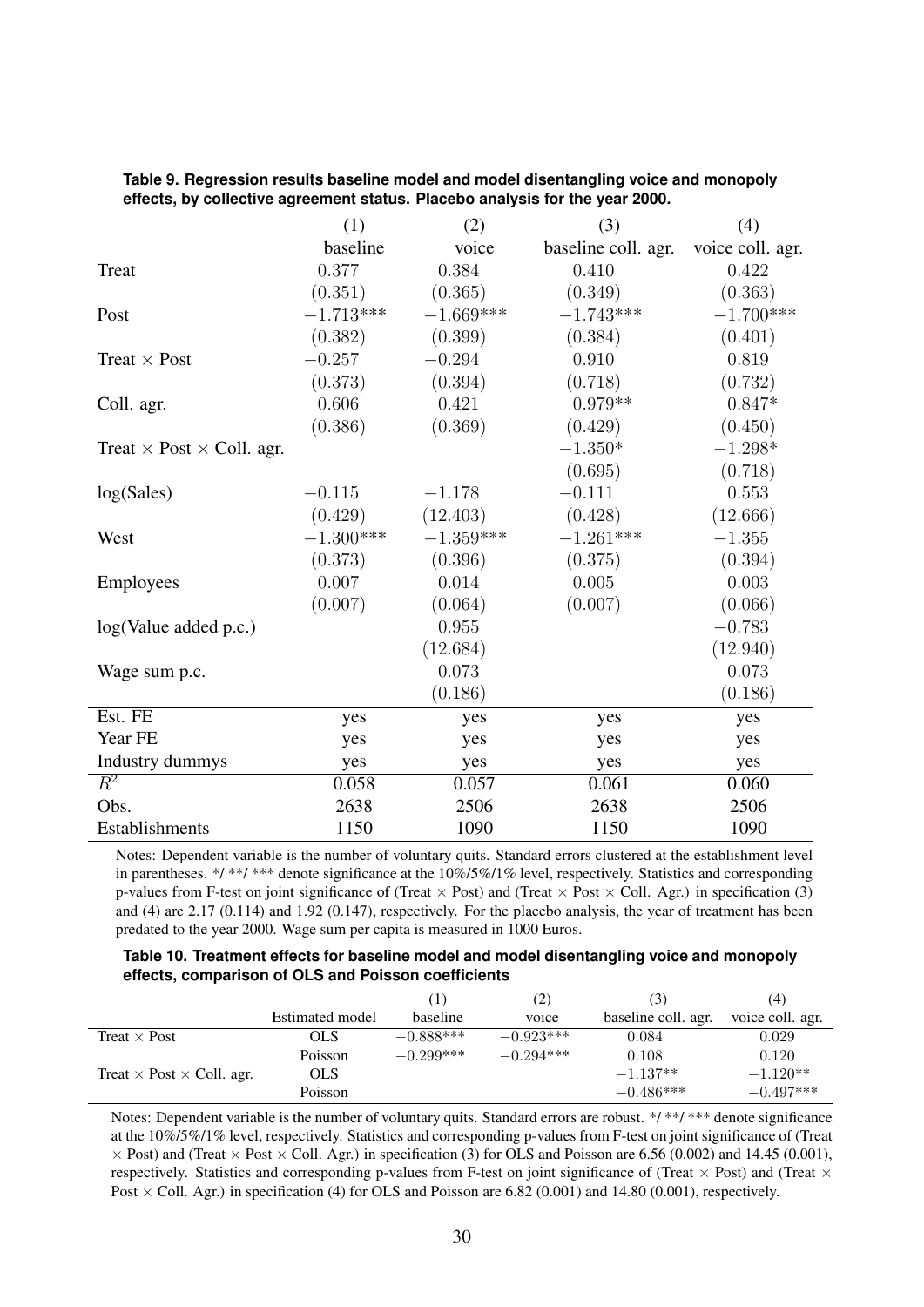**Table 9. Regression results baseline model and model disentangling voice and monopoly effects, by collective agreement status. Placebo analysis for the year 2000.**

| | (1) | (2) | (3) | (4) |
|---|---|---|---|---|
| | baseline | voice | baseline coll. agr. | voice coll. agr. |
| Treat | 0.377 | 0.384 | 0.410 | 0.422 |
| | (0.351) | (0.365) | (0.349) | (0.363) |
| Post | −1.713*** | −1.669*** | −1.743*** | −1.700*** |
| | (0.382) | (0.399) | (0.384) | (0.401) |
| Treat × Post | −0.257 | −0.294 | 0.910 | 0.819 |
| | (0.373) | (0.394) | (0.718) | (0.732) |
| Coll. agr. | 0.606 | 0.421 | 0.979** | 0.847* |
| | (0.386) | (0.369) | (0.429) | (0.450) |
| Treat × Post × Coll. agr. | | | −1.350* | −1.298* |
| | | | (0.695) | (0.718) |
| log(Sales) | −0.115 | −1.178 | −0.111 | 0.553 |
| | (0.429) | (12.403) | (0.428) | (12.666) |
| West | −1.300*** | −1.359*** | −1.261*** | −1.355 |
| | (0.373) | (0.396) | (0.375) | (0.394) |
| Employees | 0.007 | 0.014 | 0.005 | 0.003 |
| | (0.007) | (0.064) | (0.007) | (0.066) |
| log(Value added p.c.) | | 0.955 | | −0.783 |
| | | (12.684) | | (12.940) |
| Wage sum p.c. | | 0.073 | | 0.073 |
| | | (0.186) | | (0.186) |
| Est. FE | yes | yes | yes | yes |
| Year FE | yes | yes | yes | yes |
| Industry dummys | yes | yes | yes | yes |
| $R^2$ | 0.058 | 0.057 | 0.061 | 0.060 |
| Obs. | 2638 | 2506 | 2638 | 2506 |
| Establishments | 1150 | 1090 | 1150 | 1090 |

Notes: Dependent variable is the number of voluntary quits. Standard errors clustered at the establishment level in parentheses. */ **/ *** denote significance at the 10%/5%/1% level, respectively. Statistics and corresponding p-values from F-test on joint significance of (Treat × Post) and (Treat × Post × Coll. Agr.) in specification (3) and (4) are 2.17 (0.114) and 1.92 (0.147), respectively. For the placebo analysis, the year of treatment has been predated to the year 2000. Wage sum per capita is measured in 1000 Euros.

**Table 10. Treatment effects for baseline model and model disentangling voice and monopoly effects, comparison of OLS and Poisson coefficients**

| | | (1) | (2) | (3) | (4) |
|---|---|---|---|---|---|
| | Estimated model | baseline | voice | baseline coll. agr. | voice coll. agr. |
| Treat × Post | OLS | −0.888*** | −0.923*** | 0.084 | 0.029 |
| | Poisson | −0.299*** | −0.294*** | 0.108 | 0.120 |
| Treat × Post × Coll. agr. | OLS | | | −1.137** | −1.120** |
| | Poisson | | | −0.486*** | −0.497*** |

Notes: Dependent variable is the number of voluntary quits. Standard errors are robust. */ **/ *** denote significance at the 10%/5%/1% level, respectively. Statistics and corresponding p-values from F-test on joint significance of (Treat × Post) and (Treat × Post × Coll. Agr.) in specification (3) for OLS and Poisson are 6.56 (0.002) and 14.45 (0.001), respectively. Statistics and corresponding p-values from F-test on joint significance of (Treat × Post) and (Treat × Post × Coll. Agr.) in specification (4) for OLS and Poisson are 6.82 (0.001) and 14.80 (0.001), respectively.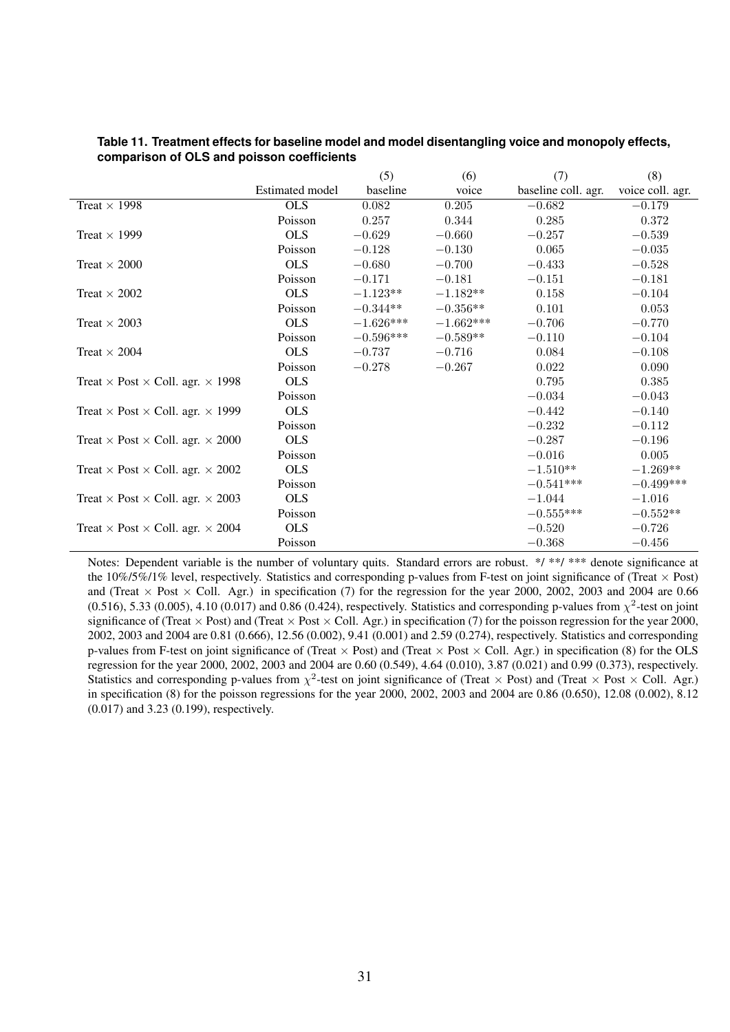**Table 11. Treatment effects for baseline model and model disentangling voice and monopoly effects, comparison of OLS and poisson coefficients**

| | | (5) | (6) | (7) | (8) |
|---|---|---|---|---|---|
| | Estimated model | baseline | voice | baseline coll. agr. | voice coll. agr. |
| Treat × 1998 | OLS | 0.082 | 0.205 | −0.682 | −0.179 |
| | Poisson | 0.257 | 0.344 | 0.285 | 0.372 |
| Treat × 1999 | OLS | −0.629 | −0.660 | −0.257 | −0.539 |
| | Poisson | −0.128 | −0.130 | 0.065 | −0.035 |
| Treat × 2000 | OLS | −0.680 | −0.700 | −0.433 | −0.528 |
| | Poisson | −0.171 | −0.181 | −0.151 | −0.181 |
| Treat × 2002 | OLS | −1.123** | −1.182** | 0.158 | −0.104 |
| | Poisson | −0.344** | −0.356** | 0.101 | 0.053 |
| Treat × 2003 | OLS | −1.626*** | −1.662*** | −0.706 | −0.770 |
| | Poisson | −0.596*** | −0.589** | −0.110 | −0.104 |
| Treat × 2004 | OLS | −0.737 | −0.716 | 0.084 | −0.108 |
| | Poisson | −0.278 | −0.267 | 0.022 | 0.090 |
| Treat × Post × Coll. agr. × 1998 | OLS | | | 0.795 | 0.385 |
| | Poisson | | | −0.034 | −0.043 |
| Treat × Post × Coll. agr. × 1999 | OLS | | | −0.442 | −0.140 |
| | Poisson | | | −0.232 | −0.112 |
| Treat × Post × Coll. agr. × 2000 | OLS | | | −0.287 | −0.196 |
| | Poisson | | | −0.016 | 0.005 |
| Treat × Post × Coll. agr. × 2002 | OLS | | | −1.510** | −1.269** |
| | Poisson | | | −0.541*** | −0.499*** |
| Treat × Post × Coll. agr. × 2003 | OLS | | | −1.044 | −1.016 |
| | Poisson | | | −0.555*** | −0.552** |
| Treat × Post × Coll. agr. × 2004 | OLS | | | −0.520 | −0.726 |
| | Poisson | | | −0.368 | −0.456 |

Notes: Dependent variable is the number of voluntary quits. Standard errors are robust. */ **/ *** denote significance at the 10%/5%/1% level, respectively. Statistics and corresponding p-values from F-test on joint significance of (Treat × Post) and (Treat × Post × Coll. Agr.) in specification (7) for the regression for the year 2000, 2002, 2003 and 2004 are 0.66 (0.516), 5.33 (0.005), 4.10 (0.017) and 0.86 (0.424), respectively. Statistics and corresponding p-values from $\chi^2$-test on joint significance of (Treat × Post) and (Treat × Post × Coll. Agr.) in specification (7) for the poisson regression for the year 2000, 2002, 2003 and 2004 are 0.81 (0.666), 12.56 (0.002), 9.41 (0.001) and 2.59 (0.274), respectively. Statistics and corresponding p-values from F-test on joint significance of (Treat × Post) and (Treat × Post × Coll. Agr.) in specification (8) for the OLS regression for the year 2000, 2002, 2003 and 2004 are 0.60 (0.549), 4.64 (0.010), 3.87 (0.021) and 0.99 (0.373), respectively. Statistics and corresponding p-values from $\chi^2$-test on joint significance of (Treat × Post) and (Treat × Post × Coll. Agr.) in specification (8) for the poisson regressions for the year 2000, 2002, 2003 and 2004 are 0.86 (0.650), 12.08 (0.002), 8.12 (0.017) and 3.23 (0.199), respectively.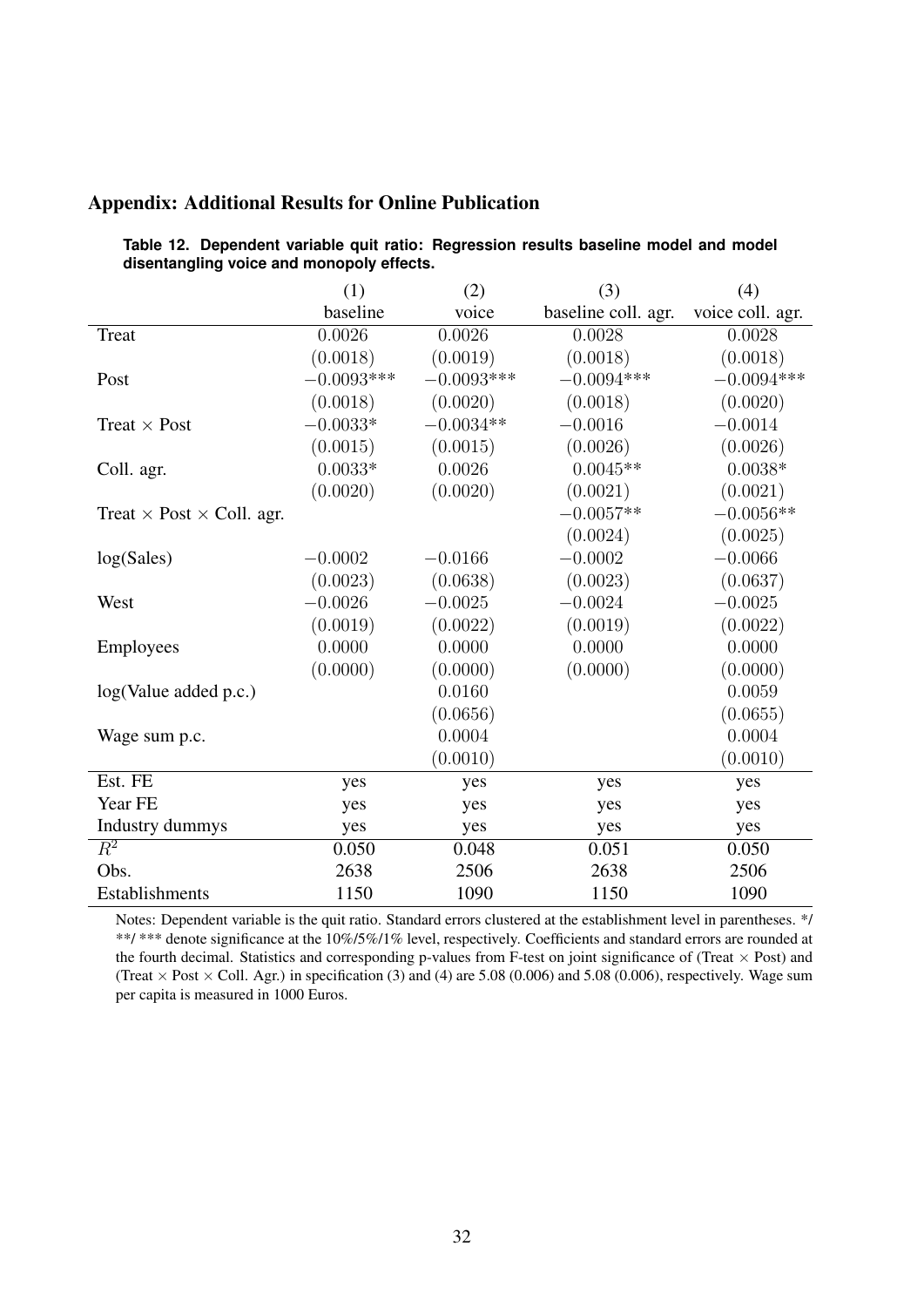## Appendix: Additional Results for Online Publication

**Table 12. Dependent variable quit ratio: Regression results baseline model and model disentangling voice and monopoly effects.**

| | (1) | (2) | (3) | (4) |
|---|---|---|---|---|
| | baseline | voice | baseline coll. agr. | voice coll. agr. |
| Treat | 0.0026 | 0.0026 | 0.0028 | 0.0028 |
| | (0.0018) | (0.0019) | (0.0018) | (0.0018) |
| Post | −0.0093*** | −0.0093*** | −0.0094*** | −0.0094*** |
| | (0.0018) | (0.0020) | (0.0018) | (0.0020) |
| Treat × Post | −0.0033* | −0.0034** | −0.0016 | −0.0014 |
| | (0.0015) | (0.0015) | (0.0026) | (0.0026) |
| Coll. agr. | 0.0033* | 0.0026 | 0.0045** | 0.0038* |
| | (0.0020) | (0.0020) | (0.0021) | (0.0021) |
| Treat × Post × Coll. agr. | | | −0.0057** | −0.0056** |
| | | | (0.0024) | (0.0025) |
| log(Sales) | −0.0002 | −0.0166 | −0.0002 | −0.0066 |
| | (0.0023) | (0.0638) | (0.0023) | (0.0637) |
| West | −0.0026 | −0.0025 | −0.0024 | −0.0025 |
| | (0.0019) | (0.0022) | (0.0019) | (0.0022) |
| Employees | 0.0000 | 0.0000 | 0.0000 | 0.0000 |
| | (0.0000) | (0.0000) | (0.0000) | (0.0000) |
| log(Value added p.c.) | | 0.0160 | | 0.0059 |
| | | (0.0656) | | (0.0655) |
| Wage sum p.c. | | 0.0004 | | 0.0004 |
| | | (0.0010) | | (0.0010) |
| Est. FE | yes | yes | yes | yes |
| Year FE | yes | yes | yes | yes |
| Industry dummys | yes | yes | yes | yes |
| $R^2$ | 0.050 | 0.048 | 0.051 | 0.050 |
| Obs. | 2638 | 2506 | 2638 | 2506 |
| Establishments | 1150 | 1090 | 1150 | 1090 |

Notes: Dependent variable is the quit ratio. Standard errors clustered at the establishment level in parentheses. */ **/ *** denote significance at the 10%/5%/1% level, respectively. Coefficients and standard errors are rounded at the fourth decimal. Statistics and corresponding p-values from F-test on joint significance of (Treat × Post) and (Treat × Post × Coll. Agr.) in specification (3) and (4) are 5.08 (0.006) and 5.08 (0.006), respectively. Wage sum per capita is measured in 1000 Euros.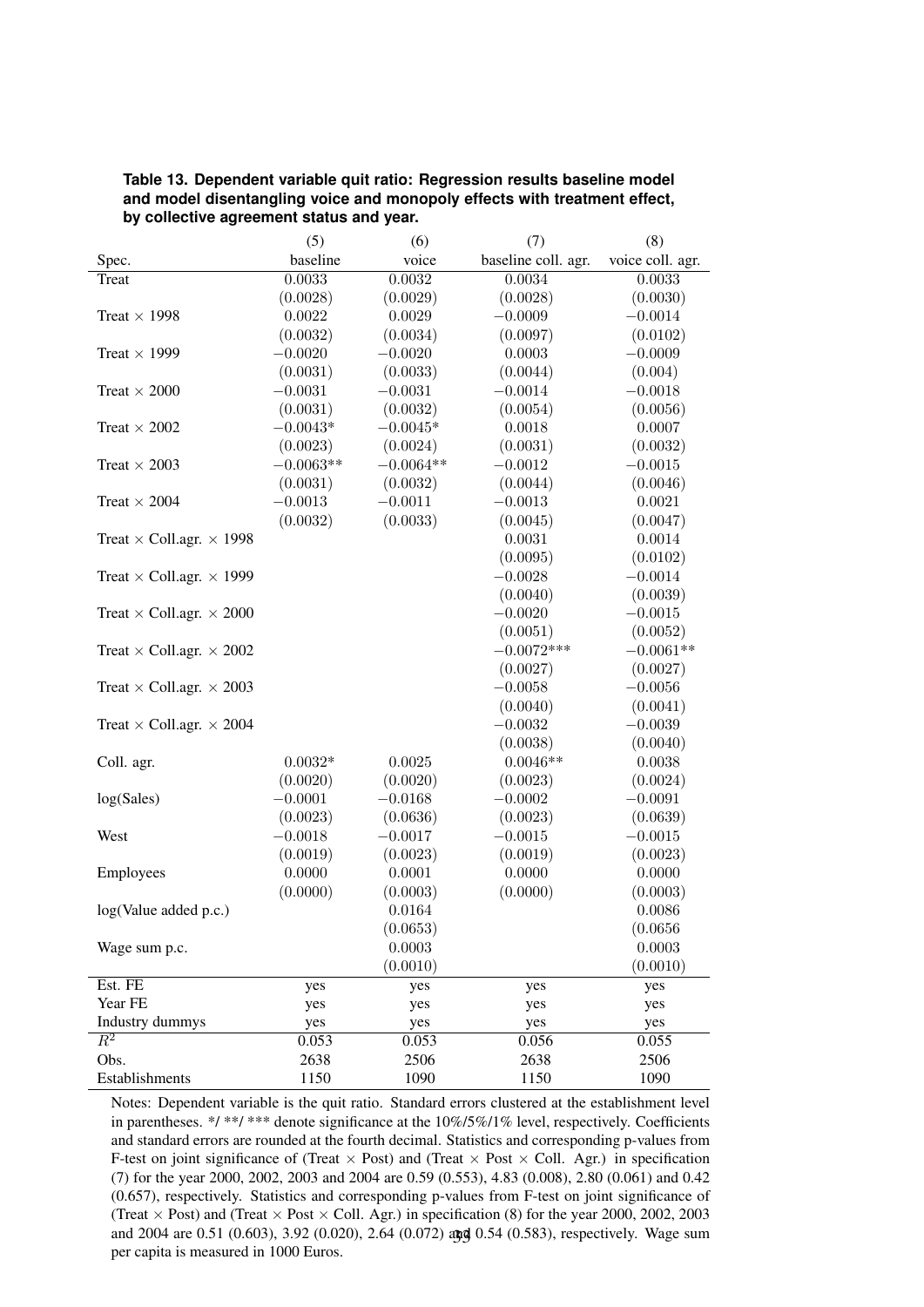**Table 13. Dependent variable quit ratio: Regression results baseline model and model disentangling voice and monopoly effects with treatment effect, by collective agreement status and year.**

| | (5) | (6) | (7) | (8) |
|---|---|---|---|---|
| Spec. | baseline | voice | baseline coll. agr. | voice coll. agr. |
| Treat | 0.0033 | 0.0032 | 0.0034 | 0.0033 |
| | (0.0028) | (0.0029) | (0.0028) | (0.0030) |
| Treat × 1998 | 0.0022 | 0.0029 | −0.0009 | −0.0014 |
| | (0.0032) | (0.0034) | (0.0097) | (0.0102) |
| Treat × 1999 | −0.0020 | −0.0020 | 0.0003 | −0.0009 |
| | (0.0031) | (0.0033) | (0.0044) | (0.004) |
| Treat × 2000 | −0.0031 | −0.0031 | −0.0014 | −0.0018 |
| | (0.0031) | (0.0032) | (0.0054) | (0.0056) |
| Treat × 2002 | −0.0043* | −0.0045* | 0.0018 | 0.0007 |
| | (0.0023) | (0.0024) | (0.0031) | (0.0032) |
| Treat × 2003 | −0.0063** | −0.0064** | −0.0012 | −0.0015 |
| | (0.0031) | (0.0032) | (0.0044) | (0.0046) |
| Treat × 2004 | −0.0013 | −0.0011 | −0.0013 | 0.0021 |
| | (0.0032) | (0.0033) | (0.0045) | (0.0047) |
| Treat × Coll.agr. × 1998 | | | 0.0031 | 0.0014 |
| | | | (0.0095) | (0.0102) |
| Treat × Coll.agr. × 1999 | | | −0.0028 | −0.0014 |
| | | | (0.0040) | (0.0039) |
| Treat × Coll.agr. × 2000 | | | −0.0020 | −0.0015 |
| | | | (0.0051) | (0.0052) |
| Treat × Coll.agr. × 2002 | | | −0.0072*** | −0.0061** |
| | | | (0.0027) | (0.0027) |
| Treat × Coll.agr. × 2003 | | | −0.0058 | −0.0056 |
| | | | (0.0040) | (0.0041) |
| Treat × Coll.agr. × 2004 | | | −0.0032 | −0.0039 |
| | | | (0.0038) | (0.0040) |
| Coll. agr. | 0.0032* | 0.0025 | 0.0046** | 0.0038 |
| | (0.0020) | (0.0020) | (0.0023) | (0.0024) |
| log(Sales) | −0.0001 | −0.0168 | −0.0002 | −0.0091 |
| | (0.0023) | (0.0636) | (0.0023) | (0.0639) |
| West | −0.0018 | −0.0017 | −0.0015 | −0.0015 |
| | (0.0019) | (0.0023) | (0.0019) | (0.0023) |
| Employees | 0.0000 | 0.0001 | 0.0000 | 0.0000 |
| | (0.0000) | (0.0003) | (0.0000) | (0.0003) |
| log(Value added p.c.) | | 0.0164 | | 0.0086 |
| | | (0.0653) | | (0.0656 |
| Wage sum p.c. | | 0.0003 | | 0.0003 |
| | | (0.0010) | | (0.0010) |
| Est. FE | yes | yes | yes | yes |
| Year FE | yes | yes | yes | yes |
| Industry dummys | yes | yes | yes | yes |
| $R^2$ | 0.053 | 0.053 | 0.056 | 0.055 |
| Obs. | 2638 | 2506 | 2638 | 2506 |
| Establishments | 1150 | 1090 | 1150 | 1090 |

Notes: Dependent variable is the quit ratio. Standard errors clustered at the establishment level in parentheses. */ **/ *** denote significance at the 10%/5%/1% level, respectively. Coefficients and standard errors are rounded at the fourth decimal. Statistics and corresponding p-values from F-test on joint significance of (Treat × Post) and (Treat × Post × Coll. Agr.) in specification (7) for the year 2000, 2002, 2003 and 2004 are 0.59 (0.553), 4.83 (0.008), 2.80 (0.061) and 0.42 (0.657), respectively. Statistics and corresponding p-values from F-test on joint significance of (Treat × Post) and (Treat × Post × Coll. Agr.) in specification (8) for the year 2000, 2002, 2003 and 2004 are 0.51 (0.603), 3.92 (0.020), 2.64 (0.072) and 0.54 (0.583), respectively. Wage sum per capita is measured in 1000 Euros.